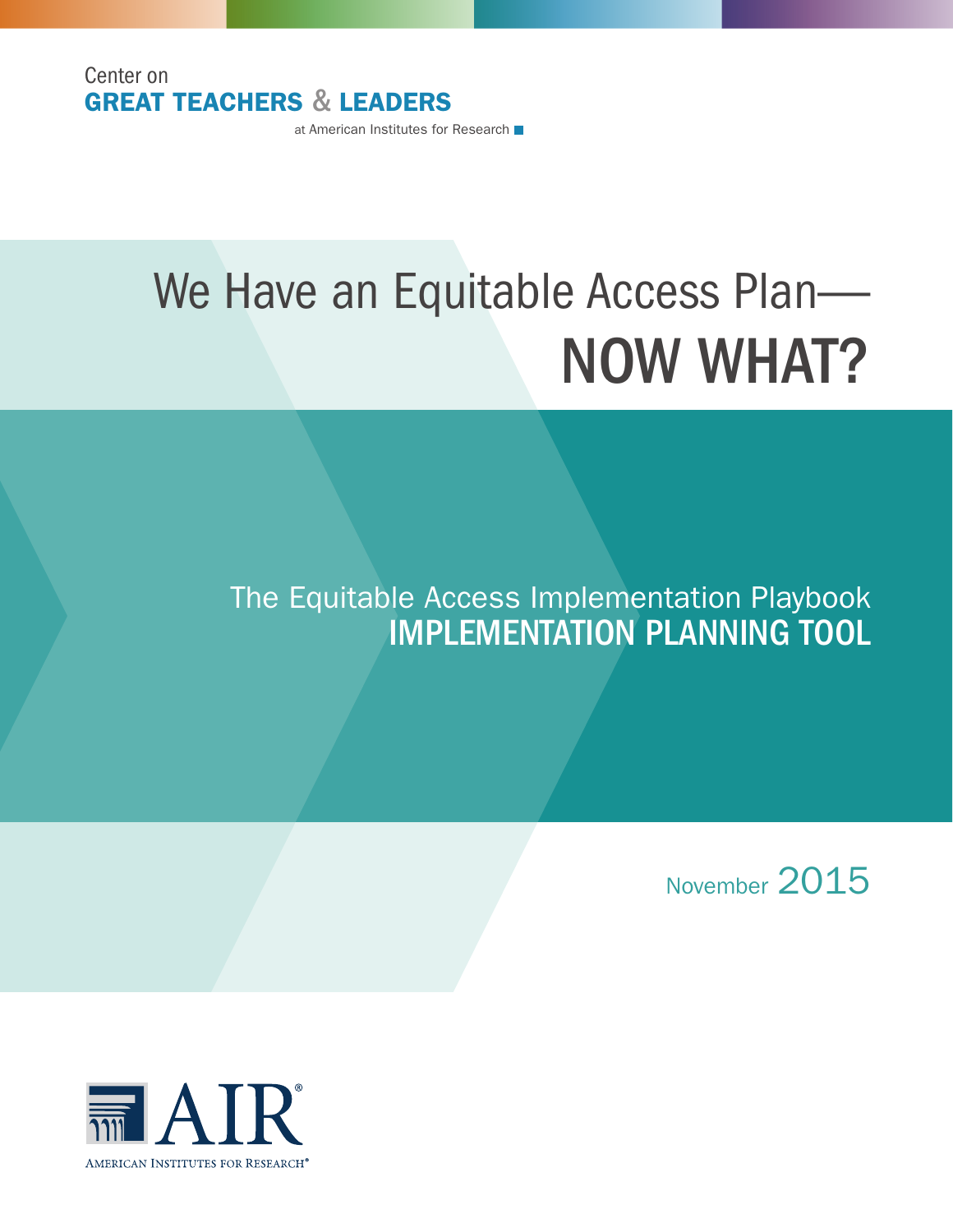Center on
**GREAT TEACHERS & LEADERS**
at American Institutes for Research

# We Have an Equitable Access Plan— NOW WHAT?

## The Equitable Access Implementation Playbook
## IMPLEMENTATION PLANNING TOOL

November 2015

AIR®
American Institutes for Research®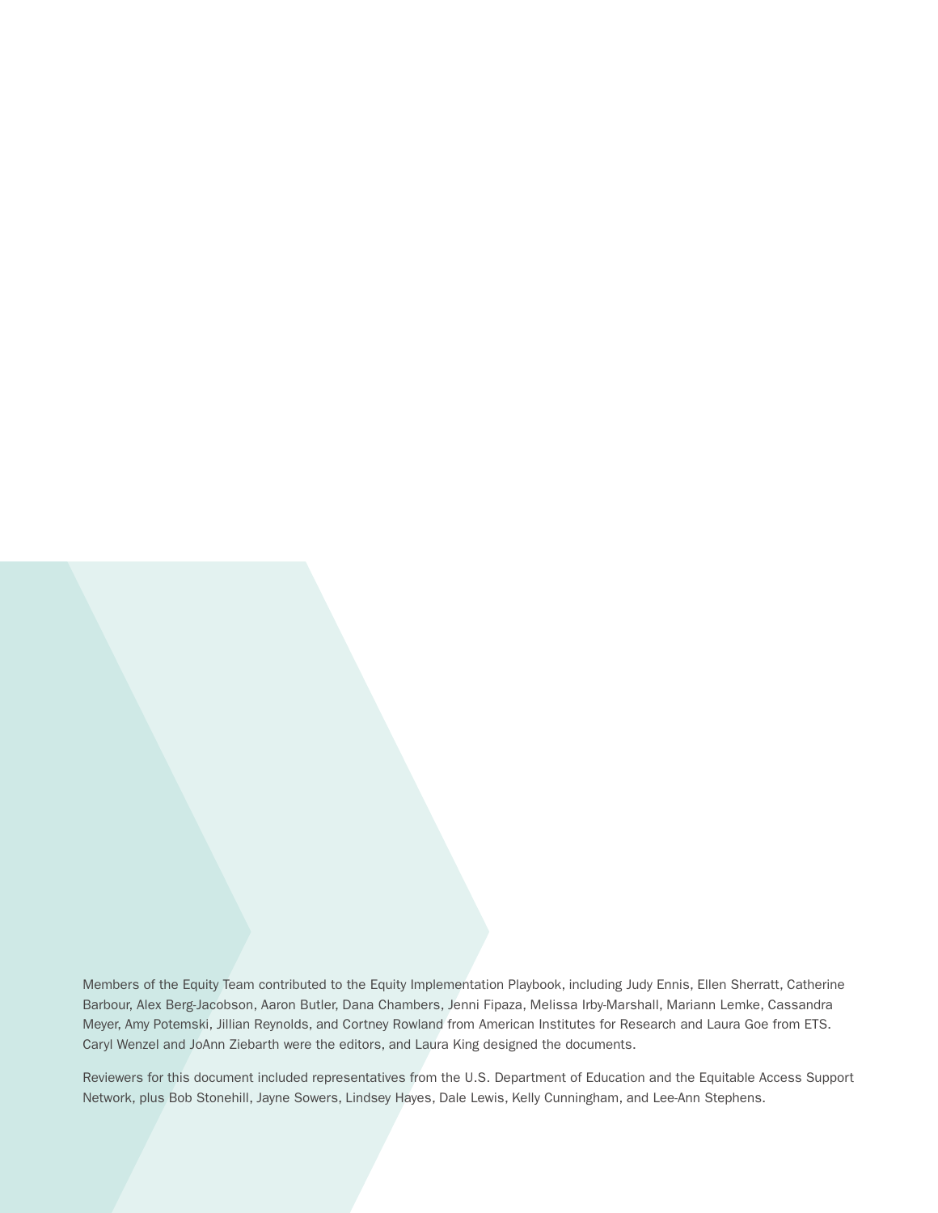Members of the Equity Team contributed to the Equity Implementation Playbook, including Judy Ennis, Ellen Sherratt, Catherine Barbour, Alex Berg-Jacobson, Aaron Butler, Dana Chambers, Jenni Fipaza, Melissa Irby-Marshall, Mariann Lemke, Cassandra Meyer, Amy Potemski, Jillian Reynolds, and Cortney Rowland from American Institutes for Research and Laura Goe from ETS. Caryl Wenzel and JoAnn Ziebarth were the editors, and Laura King designed the documents.

Reviewers for this document included representatives from the U.S. Department of Education and the Equitable Access Support Network, plus Bob Stonehill, Jayne Sowers, Lindsey Hayes, Dale Lewis, Kelly Cunningham, and Lee-Ann Stephens.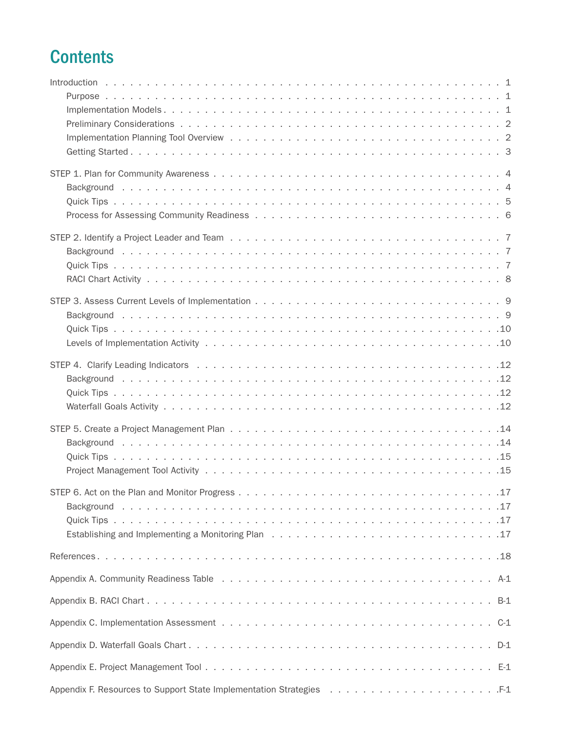# Contents

Introduction . . . . . . . . . . . . . . . . . . . . . . . . . . . . . . . . . . . . . . . . . . 1
- Purpose . . . . . . . . . . . . . . . . . . . . . . . . . . . . . . . . . . . . . . . . . . 1
- Implementation Models . . . . . . . . . . . . . . . . . . . . . . . . . . . . . . . . . . 1
- Preliminary Considerations . . . . . . . . . . . . . . . . . . . . . . . . . . . . . . . 2
- Implementation Planning Tool Overview . . . . . . . . . . . . . . . . . . . . . . . . . 2
- Getting Started . . . . . . . . . . . . . . . . . . . . . . . . . . . . . . . . . . . . . 3

STEP 1. Plan for Community Awareness . . . . . . . . . . . . . . . . . . . . . . . . . . 4
- Background . . . . . . . . . . . . . . . . . . . . . . . . . . . . . . . . . . . . . . . 4
- Quick Tips . . . . . . . . . . . . . . . . . . . . . . . . . . . . . . . . . . . . . . . 5
- Process for Assessing Community Readiness . . . . . . . . . . . . . . . . . . . . . . 6

STEP 2. Identify a Project Leader and Team . . . . . . . . . . . . . . . . . . . . . . . 7
- Background . . . . . . . . . . . . . . . . . . . . . . . . . . . . . . . . . . . . . . . 7
- Quick Tips . . . . . . . . . . . . . . . . . . . . . . . . . . . . . . . . . . . . . . . 7
- RACI Chart Activity . . . . . . . . . . . . . . . . . . . . . . . . . . . . . . . . . . 8

STEP 3. Assess Current Levels of Implementation . . . . . . . . . . . . . . . . . . . . 9
- Background . . . . . . . . . . . . . . . . . . . . . . . . . . . . . . . . . . . . . . . 9
- Quick Tips . . . . . . . . . . . . . . . . . . . . . . . . . . . . . . . . . . . . . . . 10
- Levels of Implementation Activity . . . . . . . . . . . . . . . . . . . . . . . . . . 10

STEP 4. Clarify Leading Indicators . . . . . . . . . . . . . . . . . . . . . . . . . . . 12
- Background . . . . . . . . . . . . . . . . . . . . . . . . . . . . . . . . . . . . . . . 12
- Quick Tips . . . . . . . . . . . . . . . . . . . . . . . . . . . . . . . . . . . . . . . 12
- Waterfall Goals Activity . . . . . . . . . . . . . . . . . . . . . . . . . . . . . . . 12

STEP 5. Create a Project Management Plan . . . . . . . . . . . . . . . . . . . . . . . 14
- Background . . . . . . . . . . . . . . . . . . . . . . . . . . . . . . . . . . . . . . . 14
- Quick Tips . . . . . . . . . . . . . . . . . . . . . . . . . . . . . . . . . . . . . . . 15
- Project Management Tool Activity . . . . . . . . . . . . . . . . . . . . . . . . . . . 15

STEP 6. Act on the Plan and Monitor Progress . . . . . . . . . . . . . . . . . . . . . 17
- Background . . . . . . . . . . . . . . . . . . . . . . . . . . . . . . . . . . . . . . . 17
- Quick Tips . . . . . . . . . . . . . . . . . . . . . . . . . . . . . . . . . . . . . . . 17
- Establishing and Implementing a Monitoring Plan . . . . . . . . . . . . . . . . . . 17

References . . . . . . . . . . . . . . . . . . . . . . . . . . . . . . . . . . . . . . . . . 18

Appendix A. Community Readiness Table . . . . . . . . . . . . . . . . . . . . . . . . . A-1

Appendix B. RACI Chart . . . . . . . . . . . . . . . . . . . . . . . . . . . . . . . . . . B-1

Appendix C. Implementation Assessment . . . . . . . . . . . . . . . . . . . . . . . . . C-1

Appendix D. Waterfall Goals Chart . . . . . . . . . . . . . . . . . . . . . . . . . . . . D-1

Appendix E. Project Management Tool . . . . . . . . . . . . . . . . . . . . . . . . . . E-1

Appendix F. Resources to Support State Implementation Strategies . . . . . . . . . . F-1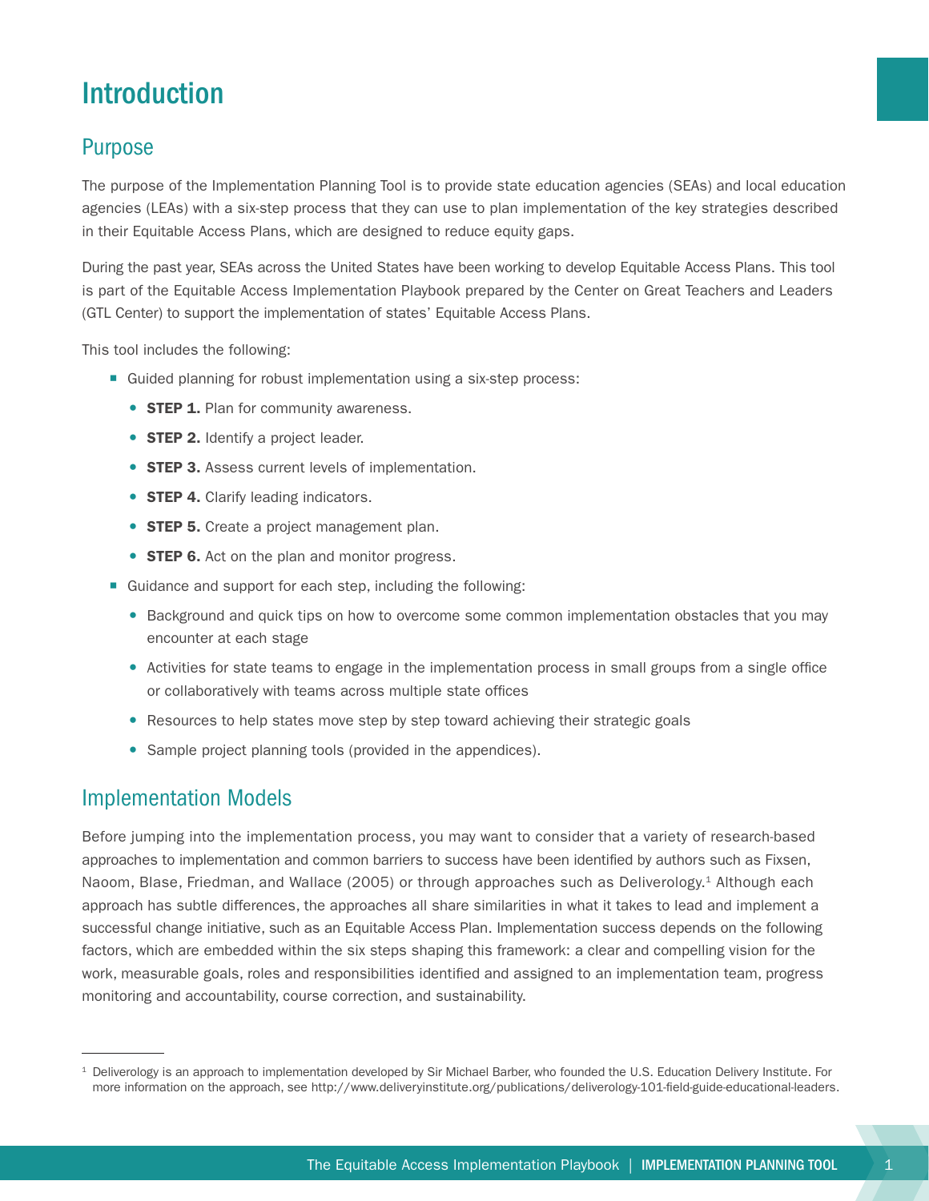# Introduction

## Purpose

The purpose of the Implementation Planning Tool is to provide state education agencies (SEAs) and local education agencies (LEAs) with a six-step process that they can use to plan implementation of the key strategies described in their Equitable Access Plans, which are designed to reduce equity gaps.

During the past year, SEAs across the United States have been working to develop Equitable Access Plans. This tool is part of the Equitable Access Implementation Playbook prepared by the Center on Great Teachers and Leaders (GTL Center) to support the implementation of states' Equitable Access Plans.

This tool includes the following:

- Guided planning for robust implementation using a six-step process:
  - **STEP 1.** Plan for community awareness.
  - **STEP 2.** Identify a project leader.
  - **STEP 3.** Assess current levels of implementation.
  - **STEP 4.** Clarify leading indicators.
  - **STEP 5.** Create a project management plan.
  - **STEP 6.** Act on the plan and monitor progress.
- Guidance and support for each step, including the following:
  - Background and quick tips on how to overcome some common implementation obstacles that you may encounter at each stage
  - Activities for state teams to engage in the implementation process in small groups from a single office or collaboratively with teams across multiple state offices
  - Resources to help states move step by step toward achieving their strategic goals
  - Sample project planning tools (provided in the appendices).

## Implementation Models

Before jumping into the implementation process, you may want to consider that a variety of research-based approaches to implementation and common barriers to success have been identified by authors such as Fixsen, Naoom, Blase, Friedman, and Wallace (2005) or through approaches such as Deliverology.[1] Although each approach has subtle differences, the approaches all share similarities in what it takes to lead and implement a successful change initiative, such as an Equitable Access Plan. Implementation success depends on the following factors, which are embedded within the six steps shaping this framework: a clear and compelling vision for the work, measurable goals, roles and responsibilities identified and assigned to an implementation team, progress monitoring and accountability, course correction, and sustainability.

---

[1] Deliverology is an approach to implementation developed by Sir Michael Barber, who founded the U.S. Education Delivery Institute. For more information on the approach, see http://www.deliveryinstitute.org/publications/deliverology-101-field-guide-educational-leaders.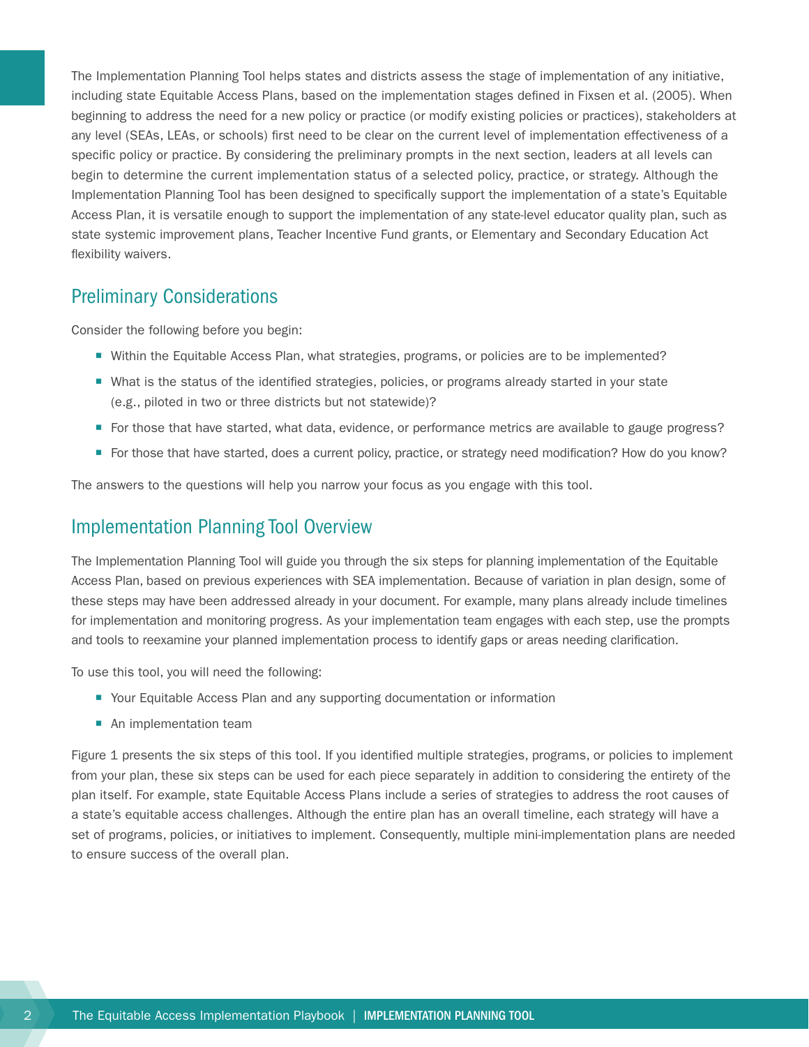The Implementation Planning Tool helps states and districts assess the stage of implementation of any initiative, including state Equitable Access Plans, based on the implementation stages defined in Fixsen et al. (2005). When beginning to address the need for a new policy or practice (or modify existing policies or practices), stakeholders at any level (SEAs, LEAs, or schools) first need to be clear on the current level of implementation effectiveness of a specific policy or practice. By considering the preliminary prompts in the next section, leaders at all levels can begin to determine the current implementation status of a selected policy, practice, or strategy. Although the Implementation Planning Tool has been designed to specifically support the implementation of a state's Equitable Access Plan, it is versatile enough to support the implementation of any state-level educator quality plan, such as state systemic improvement plans, Teacher Incentive Fund grants, or Elementary and Secondary Education Act flexibility waivers.

## Preliminary Considerations

Consider the following before you begin:

- Within the Equitable Access Plan, what strategies, programs, or policies are to be implemented?
- What is the status of the identified strategies, policies, or programs already started in your state (e.g., piloted in two or three districts but not statewide)?
- For those that have started, what data, evidence, or performance metrics are available to gauge progress?
- For those that have started, does a current policy, practice, or strategy need modification? How do you know?

The answers to the questions will help you narrow your focus as you engage with this tool.

## Implementation Planning Tool Overview

The Implementation Planning Tool will guide you through the six steps for planning implementation of the Equitable Access Plan, based on previous experiences with SEA implementation. Because of variation in plan design, some of these steps may have been addressed already in your document. For example, many plans already include timelines for implementation and monitoring progress. As your implementation team engages with each step, use the prompts and tools to reexamine your planned implementation process to identify gaps or areas needing clarification.

To use this tool, you will need the following:

- Your Equitable Access Plan and any supporting documentation or information
- An implementation team

Figure 1 presents the six steps of this tool. If you identified multiple strategies, programs, or policies to implement from your plan, these six steps can be used for each piece separately in addition to considering the entirety of the plan itself. For example, state Equitable Access Plans include a series of strategies to address the root causes of a state's equitable access challenges. Although the entire plan has an overall timeline, each strategy will have a set of programs, policies, or initiatives to implement. Consequently, multiple mini-implementation plans are needed to ensure success of the overall plan.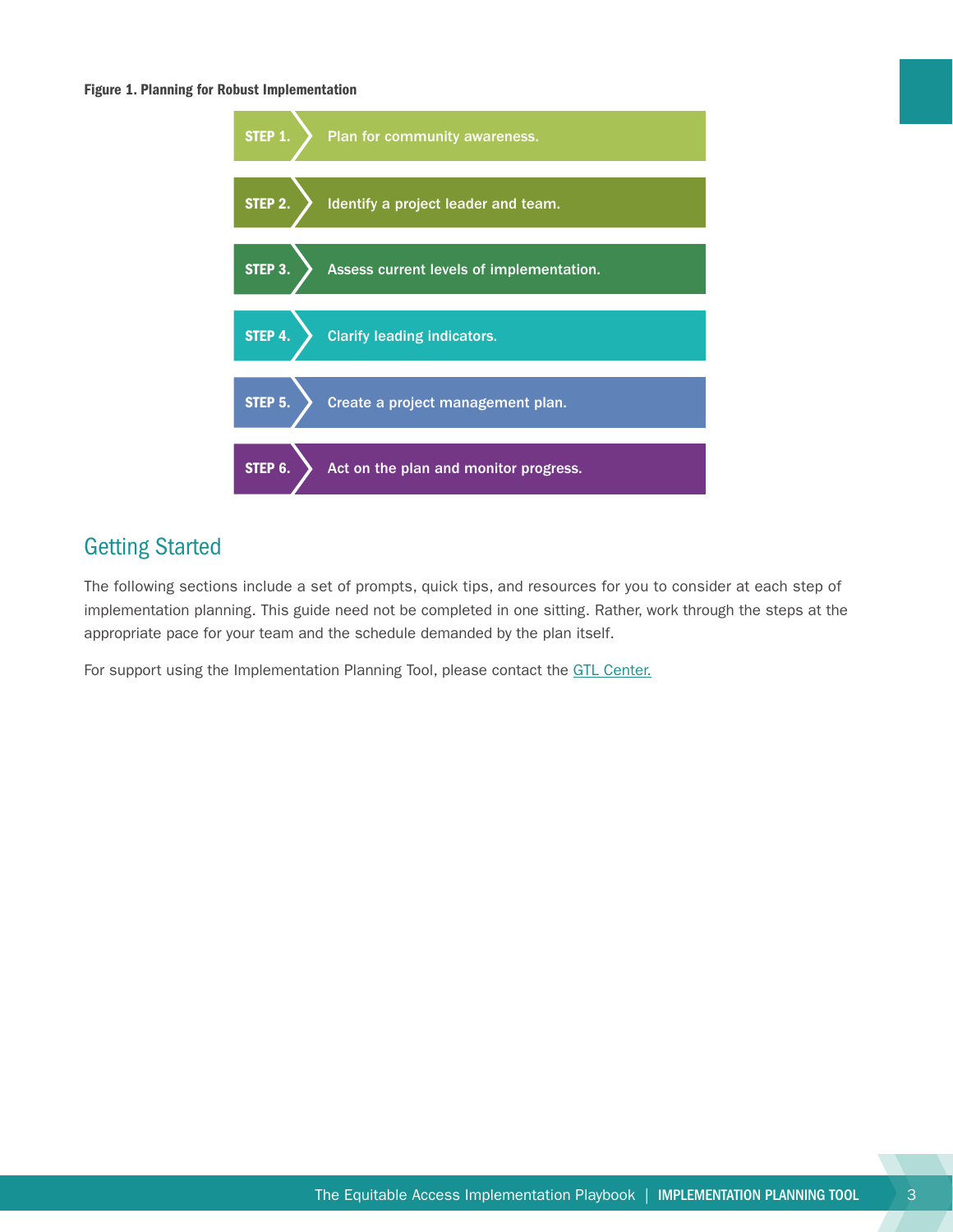**Figure 1. Planning for Robust Implementation**

- **STEP 1.** Plan for community awareness.
- **STEP 2.** Identify a project leader and team.
- **STEP 3.** Assess current levels of implementation.
- **STEP 4.** Clarify leading indicators.
- **STEP 5.** Create a project management plan.
- **STEP 6.** Act on the plan and monitor progress.

## Getting Started

The following sections include a set of prompts, quick tips, and resources for you to consider at each step of implementation planning. This guide need not be completed in one sitting. Rather, work through the steps at the appropriate pace for your team and the schedule demanded by the plan itself.

For support using the Implementation Planning Tool, please contact the GTL Center.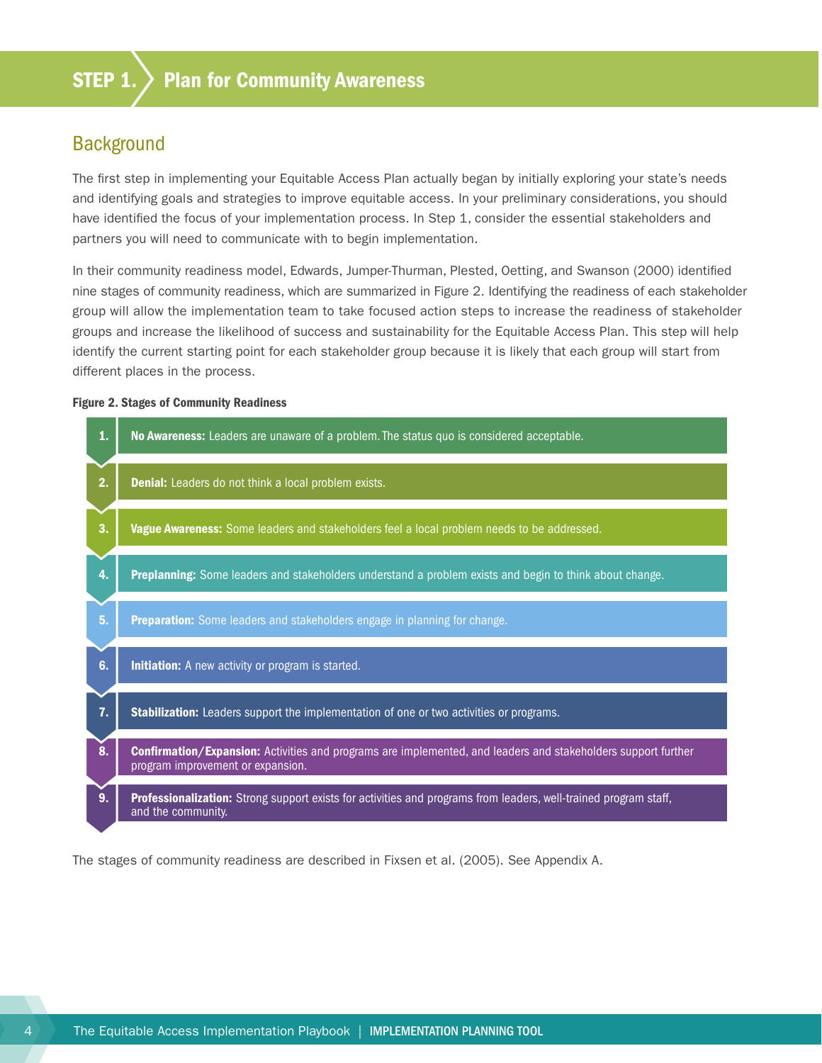# STEP 1. Plan for Community Awareness

## Background

The first step in implementing your Equitable Access Plan actually began by initially exploring your state's needs and identifying goals and strategies to improve equitable access. In your preliminary considerations, you should have identified the focus of your implementation process. In Step 1, consider the essential stakeholders and partners you will need to communicate with to begin implementation.

In their community readiness model, Edwards, Jumper-Thurman, Plested, Oetting, and Swanson (2000) identified nine stages of community readiness, which are summarized in Figure 2. Identifying the readiness of each stakeholder group will allow the implementation team to take focused action steps to increase the readiness of stakeholder groups and increase the likelihood of success and sustainability for the Equitable Access Plan. This step will help identify the current starting point for each stakeholder group because it is likely that each group will start from different places in the process.

**Figure 2. Stages of Community Readiness**

1. **No Awareness:** Leaders are unaware of a problem. The status quo is considered acceptable.
2. **Denial:** Leaders do not think a local problem exists.
3. **Vague Awareness:** Some leaders and stakeholders feel a local problem needs to be addressed.
4. **Preplanning:** Some leaders and stakeholders understand a problem exists and begin to think about change.
5. **Preparation:** Some leaders and stakeholders engage in planning for change.
6. **Initiation:** A new activity or program is started.
7. **Stabilization:** Leaders support the implementation of one or two activities or programs.
8. **Confirmation/Expansion:** Activities and programs are implemented, and leaders and stakeholders support further program improvement or expansion.
9. **Professionalization:** Strong support exists for activities and programs from leaders, well-trained program staff, and the community.

The stages of community readiness are described in Fixsen et al. (2005). See Appendix A.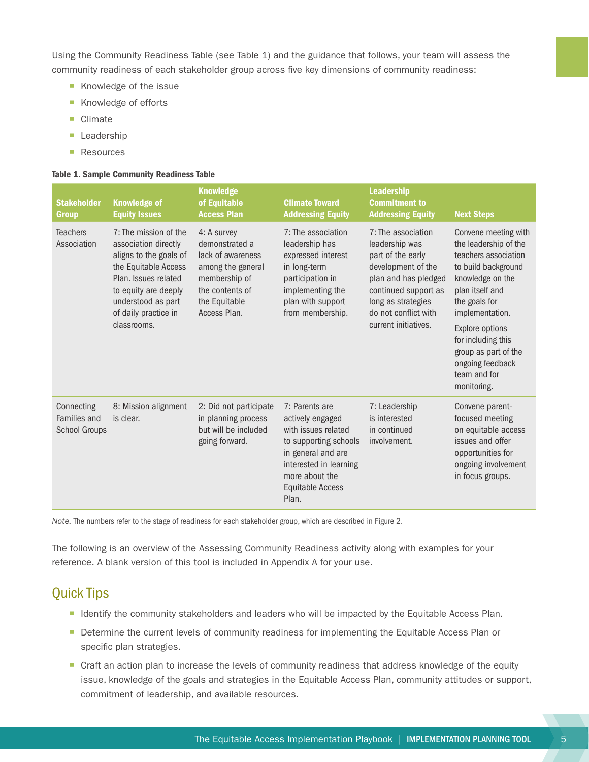Using the Community Readiness Table (see Table 1) and the guidance that follows, your team will assess the community readiness of each stakeholder group across five key dimensions of community readiness:

- Knowledge of the issue
- Knowledge of efforts
- Climate
- Leadership
- Resources

**Table 1. Sample Community Readiness Table**

| Stakeholder Group | Knowledge of Equity Issues | Knowledge of Equitable Access Plan | Climate Toward Addressing Equity | Leadership Commitment to Addressing Equity | Next Steps |
|---|---|---|---|---|---|
| Teachers Association | 7: The mission of the association directly aligns to the goals of the Equitable Access Plan. Issues related to equity are deeply understood as part of daily practice in classrooms. | 4: A survey demonstrated a lack of awareness among the general membership of the contents of the Equitable Access Plan. | 7: The association leadership has expressed interest in long-term participation in implementing the plan with support from membership. | 7: The association leadership was part of the early development of the plan and has pledged continued support as long as strategies do not conflict with current initiatives. | Convene meeting with the leadership of the teachers association to build background knowledge on the plan itself and the goals for implementation. Explore options for including this group as part of the ongoing feedback team and for monitoring. |
| Connecting Families and School Groups | 8: Mission alignment is clear. | 2: Did not participate in planning process but will be included going forward. | 7: Parents are actively engaged with issues related to supporting schools in general and are interested in learning more about the Equitable Access Plan. | 7: Leadership is interested in continued involvement. | Convene parent-focused meeting on equitable access issues and offer opportunities for ongoing involvement in focus groups. |

*Note.* The numbers refer to the stage of readiness for each stakeholder group, which are described in Figure 2.

The following is an overview of the Assessing Community Readiness activity along with examples for your reference. A blank version of this tool is included in Appendix A for your use.

## Quick Tips

- Identify the community stakeholders and leaders who will be impacted by the Equitable Access Plan.
- Determine the current levels of community readiness for implementing the Equitable Access Plan or specific plan strategies.
- Craft an action plan to increase the levels of community readiness that address knowledge of the equity issue, knowledge of the goals and strategies in the Equitable Access Plan, community attitudes or support, commitment of leadership, and available resources.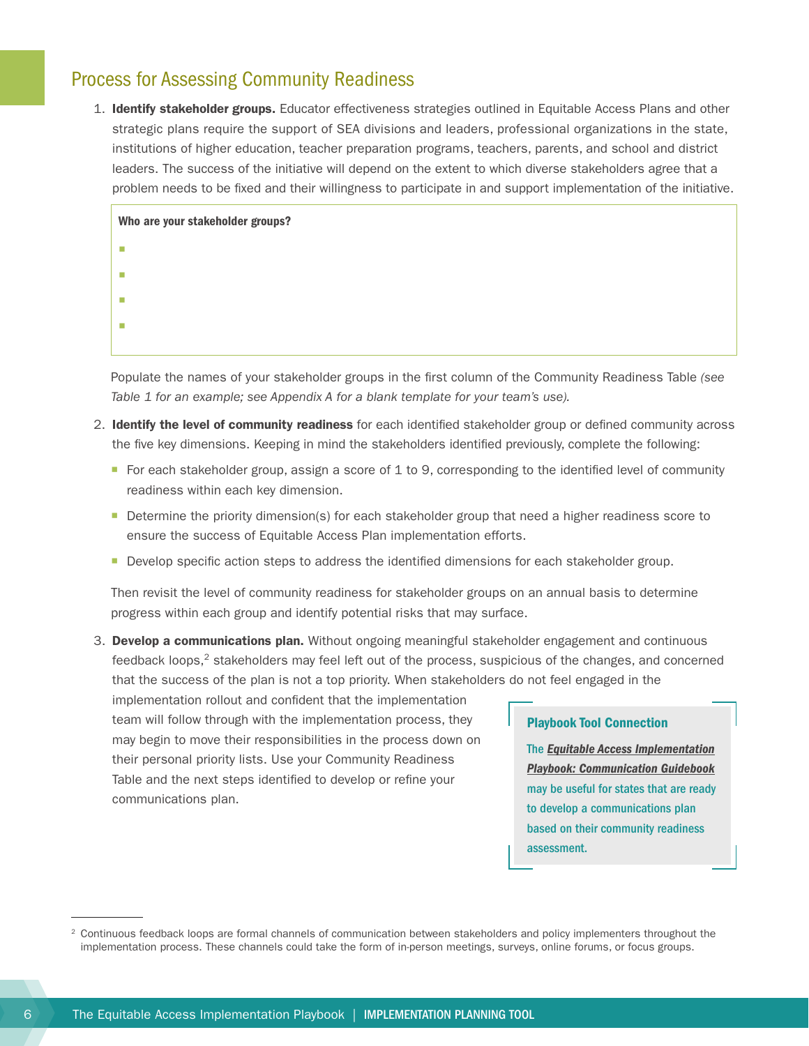## Process for Assessing Community Readiness

1. **Identify stakeholder groups.** Educator effectiveness strategies outlined in Equitable Access Plans and other strategic plans require the support of SEA divisions and leaders, professional organizations in the state, institutions of higher education, teacher preparation programs, teachers, parents, and school and district leaders. The success of the initiative will depend on the extent to which diverse stakeholders agree that a problem needs to be fixed and their willingness to participate in and support implementation of the initiative.

   **Who are your stakeholder groups?**

   -
   -
   -
   -

   Populate the names of your stakeholder groups in the first column of the Community Readiness Table *(see Table 1 for an example; see Appendix A for a blank template for your team's use).*

2. **Identify the level of community readiness** for each identified stakeholder group or defined community across the five key dimensions. Keeping in mind the stakeholders identified previously, complete the following:

   - For each stakeholder group, assign a score of 1 to 9, corresponding to the identified level of community readiness within each key dimension.
   - Determine the priority dimension(s) for each stakeholder group that need a higher readiness score to ensure the success of Equitable Access Plan implementation efforts.
   - Develop specific action steps to address the identified dimensions for each stakeholder group.

   Then revisit the level of community readiness for stakeholder groups on an annual basis to determine progress within each group and identify potential risks that may surface.

3. **Develop a communications plan.** Without ongoing meaningful stakeholder engagement and continuous feedback loops,[2] stakeholders may feel left out of the process, suspicious of the changes, and concerned that the success of the plan is not a top priority. When stakeholders do not feel engaged in the implementation rollout and confident that the implementation team will follow through with the implementation process, they may begin to move their responsibilities in the process down on their personal priority lists. Use your Community Readiness Table and the next steps identified to develop or refine your communications plan.

> **Playbook Tool Connection**
>
> The ***Equitable Access Implementation Playbook: Communication Guidebook*** may be useful for states that are ready to develop a communications plan based on their community readiness assessment.

[2] Continuous feedback loops are formal channels of communication between stakeholders and policy implementers throughout the implementation process. These channels could take the form of in-person meetings, surveys, online forums, or focus groups.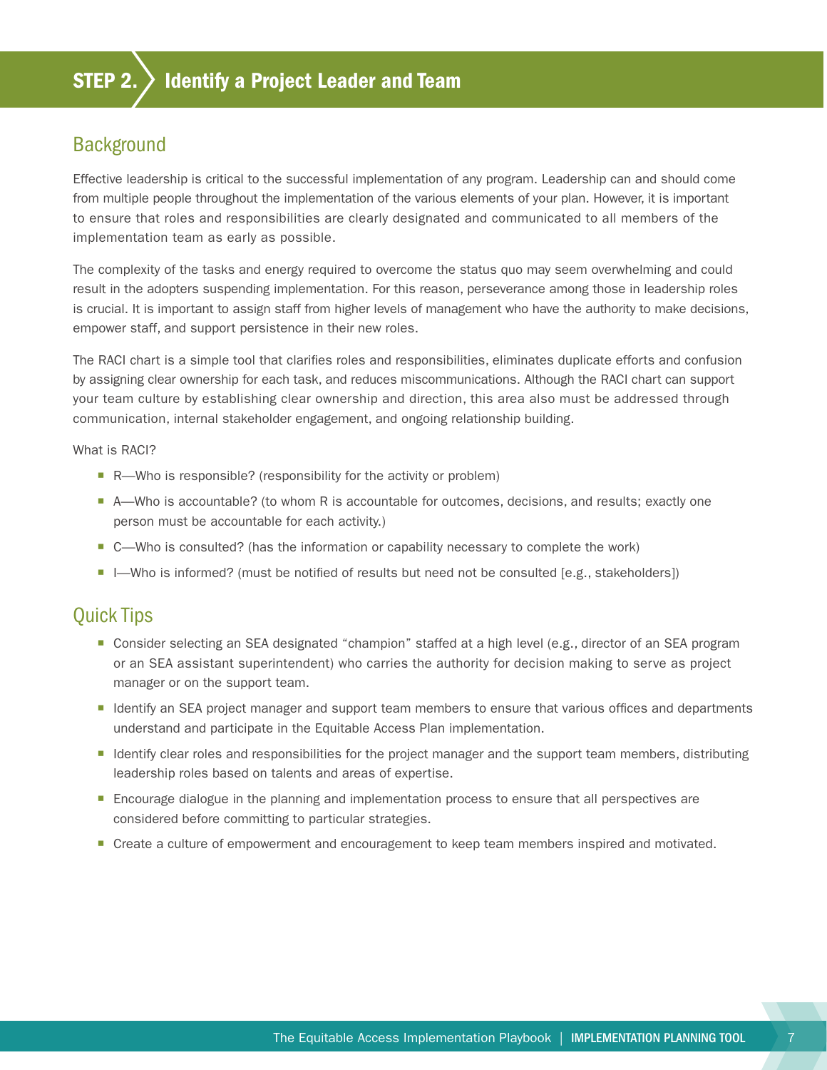# STEP 2. Identify a Project Leader and Team

## Background

Effective leadership is critical to the successful implementation of any program. Leadership can and should come from multiple people throughout the implementation of the various elements of your plan. However, it is important to ensure that roles and responsibilities are clearly designated and communicated to all members of the implementation team as early as possible.

The complexity of the tasks and energy required to overcome the status quo may seem overwhelming and could result in the adopters suspending implementation. For this reason, perseverance among those in leadership roles is crucial. It is important to assign staff from higher levels of management who have the authority to make decisions, empower staff, and support persistence in their new roles.

The RACI chart is a simple tool that clarifies roles and responsibilities, eliminates duplicate efforts and confusion by assigning clear ownership for each task, and reduces miscommunications. Although the RACI chart can support your team culture by establishing clear ownership and direction, this area also must be addressed through communication, internal stakeholder engagement, and ongoing relationship building.

What is RACI?

- R—Who is responsible? (responsibility for the activity or problem)
- A—Who is accountable? (to whom R is accountable for outcomes, decisions, and results; exactly one person must be accountable for each activity.)
- C—Who is consulted? (has the information or capability necessary to complete the work)
- I—Who is informed? (must be notified of results but need not be consulted [e.g., stakeholders])

## Quick Tips

- Consider selecting an SEA designated "champion" staffed at a high level (e.g., director of an SEA program or an SEA assistant superintendent) who carries the authority for decision making to serve as project manager or on the support team.
- Identify an SEA project manager and support team members to ensure that various offices and departments understand and participate in the Equitable Access Plan implementation.
- Identify clear roles and responsibilities for the project manager and the support team members, distributing leadership roles based on talents and areas of expertise.
- Encourage dialogue in the planning and implementation process to ensure that all perspectives are considered before committing to particular strategies.
- Create a culture of empowerment and encouragement to keep team members inspired and motivated.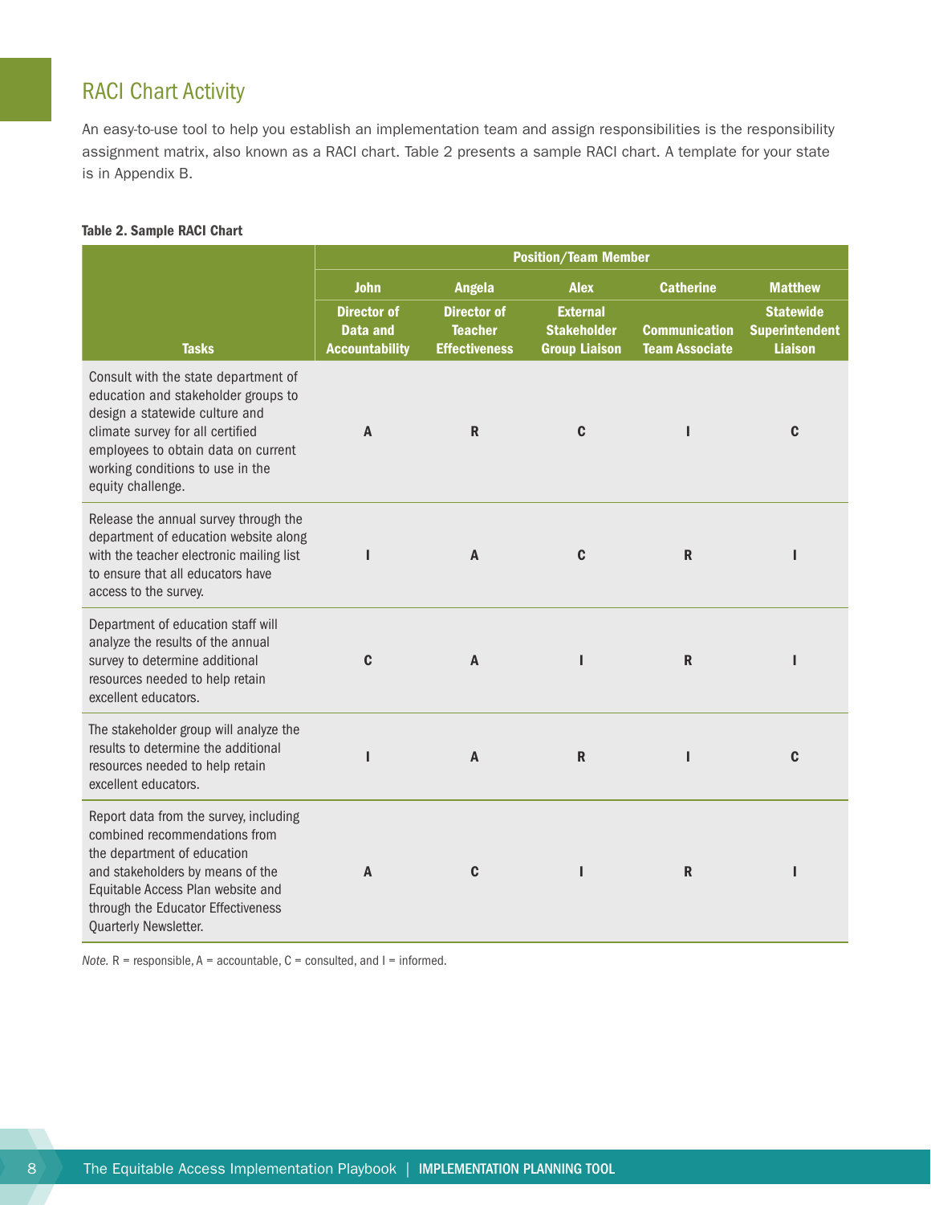## RACI Chart Activity

An easy-to-use tool to help you establish an implementation team and assign responsibilities is the responsibility assignment matrix, also known as a RACI chart. Table 2 presents a sample RACI chart. A template for your state is in Appendix B.

**Table 2. Sample RACI Chart**

| Tasks | Position/Team Member | | | | |
|---|---|---|---|---|---|
| | John | Angela | Alex | Catherine | Matthew |
| | Director of Data and Accountability | Director of Teacher Effectiveness | External Stakeholder Group Liaison | Communication Team Associate | Statewide Superintendent Liaison |
| Consult with the state department of education and stakeholder groups to design a statewide culture and climate survey for all certified employees to obtain data on current working conditions to use in the equity challenge. | A | R | C | I | C |
| Release the annual survey through the department of education website along with the teacher electronic mailing list to ensure that all educators have access to the survey. | I | A | C | R | I |
| Department of education staff will analyze the results of the annual survey to determine additional resources needed to help retain excellent educators. | C | A | I | R | I |
| The stakeholder group will analyze the results to determine the additional resources needed to help retain excellent educators. | I | A | R | I | C |
| Report data from the survey, including combined recommendations from the department of education and stakeholders by means of the Equitable Access Plan website and through the Educator Effectiveness Quarterly Newsletter. | A | C | I | R | I |

*Note.* R = responsible, A = accountable, C = consulted, and I = informed.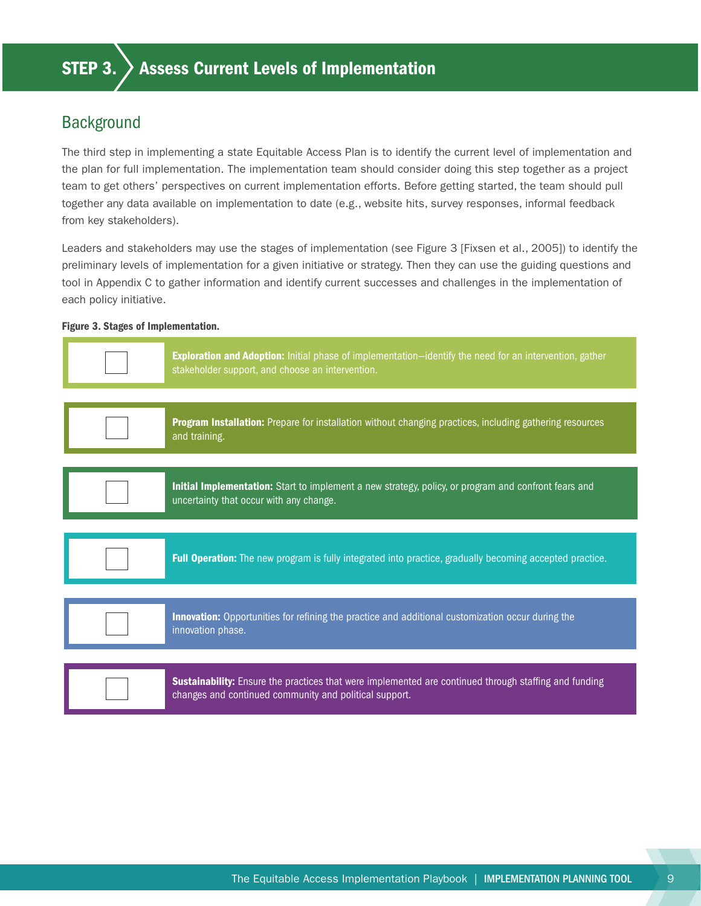# STEP 3. Assess Current Levels of Implementation

## Background

The third step in implementing a state Equitable Access Plan is to identify the current level of implementation and the plan for full implementation. The implementation team should consider doing this step together as a project team to get others' perspectives on current implementation efforts. Before getting started, the team should pull together any data available on implementation to date (e.g., website hits, survey responses, informal feedback from key stakeholders).

Leaders and stakeholders may use the stages of implementation (see Figure 3 [Fixsen et al., 2005]) to identify the preliminary levels of implementation for a given initiative or strategy. Then they can use the guiding questions and tool in Appendix C to gather information and identify current successes and challenges in the implementation of each policy initiative.

**Figure 3. Stages of Implementation.**

- [ ] **Exploration and Adoption:** Initial phase of implementation—identify the need for an intervention, gather stakeholder support, and choose an intervention.
- [ ] **Program Installation:** Prepare for installation without changing practices, including gathering resources and training.
- [ ] **Initial Implementation:** Start to implement a new strategy, policy, or program and confront fears and uncertainty that occur with any change.
- [ ] **Full Operation:** The new program is fully integrated into practice, gradually becoming accepted practice.
- [ ] **Innovation:** Opportunities for refining the practice and additional customization occur during the innovation phase.
- [ ] **Sustainability:** Ensure the practices that were implemented are continued through staffing and funding changes and continued community and political support.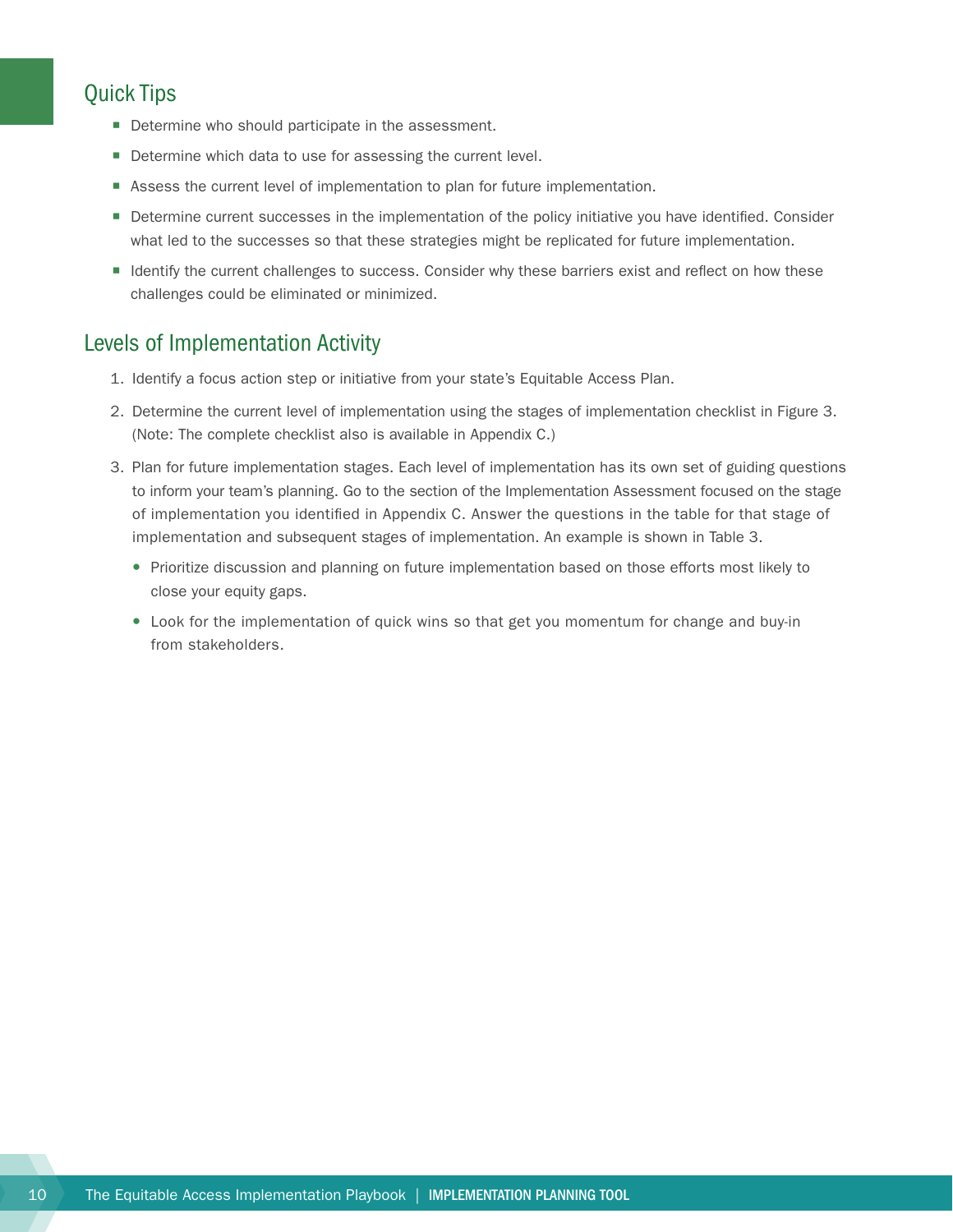## Quick Tips

- Determine who should participate in the assessment.
- Determine which data to use for assessing the current level.
- Assess the current level of implementation to plan for future implementation.
- Determine current successes in the implementation of the policy initiative you have identified. Consider what led to the successes so that these strategies might be replicated for future implementation.
- Identify the current challenges to success. Consider why these barriers exist and reflect on how these challenges could be eliminated or minimized.

## Levels of Implementation Activity

1. Identify a focus action step or initiative from your state's Equitable Access Plan.
2. Determine the current level of implementation using the stages of implementation checklist in Figure 3. (Note: The complete checklist also is available in Appendix C.)
3. Plan for future implementation stages. Each level of implementation has its own set of guiding questions to inform your team's planning. Go to the section of the Implementation Assessment focused on the stage of implementation you identified in Appendix C. Answer the questions in the table for that stage of implementation and subsequent stages of implementation. An example is shown in Table 3.
   - Prioritize discussion and planning on future implementation based on those efforts most likely to close your equity gaps.
   - Look for the implementation of quick wins so that get you momentum for change and buy-in from stakeholders.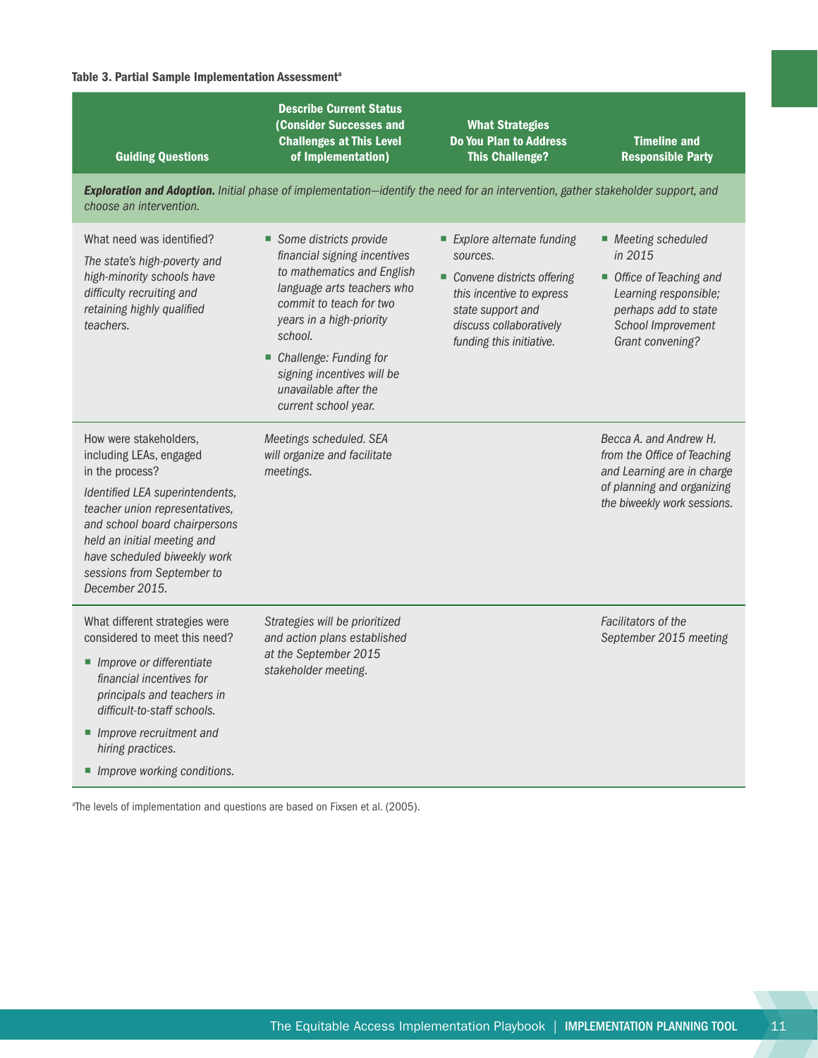**Table 3. Partial Sample Implementation Assessment[a]**

| Guiding Questions | Describe Current Status (Consider Successes and Challenges at This Level of Implementation) | What Strategies Do You Plan to Address This Challenge? | Timeline and Responsible Party |
|---|---|---|---|
| ***Exploration and Adoption.*** *Initial phase of implementation—identify the need for an intervention, gather stakeholder support, and choose an intervention.* | | | |
| What need was identified? *The state's high-poverty and high-minority schools have difficulty recruiting and retaining highly qualified teachers.* | ■ *Some districts provide financial signing incentives to mathematics and English language arts teachers who commit to teach for two years in a high-priority school.* ■ *Challenge: Funding for signing incentives will be unavailable after the current school year.* | ■ *Explore alternate funding sources.* ■ *Convene districts offering this incentive to express state support and discuss collaboratively funding this initiative.* | ■ *Meeting scheduled in 2015* ■ *Office of Teaching and Learning responsible; perhaps add to state School Improvement Grant convening?* |
| How were stakeholders, including LEAs, engaged in the process? *Identified LEA superintendents, teacher union representatives, and school board chairpersons held an initial meeting and have scheduled biweekly work sessions from September to December 2015.* | *Meetings scheduled. SEA will organize and facilitate meetings.* | | *Becca A. and Andrew H. from the Office of Teaching and Learning are in charge of planning and organizing the biweekly work sessions.* |
| What different strategies were considered to meet this need? ■ *Improve or differentiate financial incentives for principals and teachers in difficult-to-staff schools.* ■ *Improve recruitment and hiring practices.* ■ *Improve working conditions.* | *Strategies will be prioritized and action plans established at the September 2015 stakeholder meeting.* | | *Facilitators of the September 2015 meeting* |

[a]The levels of implementation and questions are based on Fixsen et al. (2005).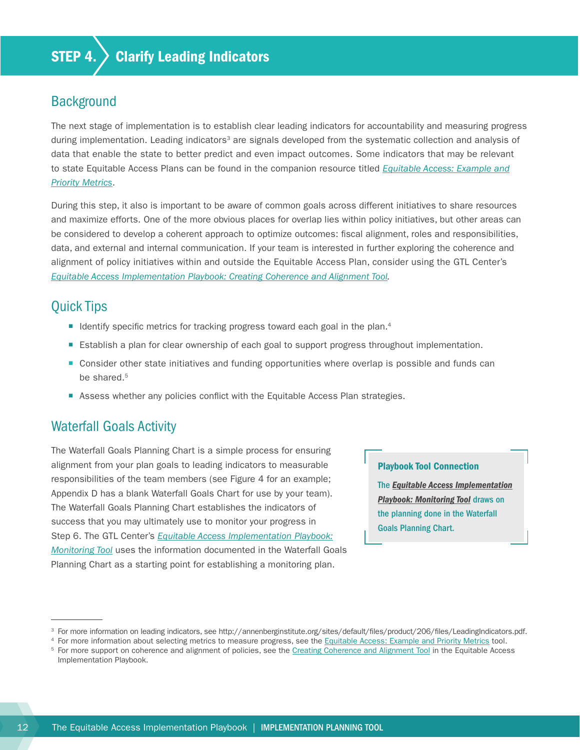# STEP 4. Clarify Leading Indicators

## Background

The next stage of implementation is to establish clear leading indicators for accountability and measuring progress during implementation. Leading indicators[3] are signals developed from the systematic collection and analysis of data that enable the state to better predict and even impact outcomes. Some indicators that may be relevant to state Equitable Access Plans can be found in the companion resource titled *Equitable Access: Example and Priority Metrics*.

During this step, it also is important to be aware of common goals across different initiatives to share resources and maximize efforts. One of the more obvious places for overlap lies within policy initiatives, but other areas can be considered to develop a coherent approach to optimize outcomes: fiscal alignment, roles and responsibilities, data, and external and internal communication. If your team is interested in further exploring the coherence and alignment of policy initiatives within and outside the Equitable Access Plan, consider using the GTL Center's *Equitable Access Implementation Playbook: Creating Coherence and Alignment Tool*.

## Quick Tips

- Identify specific metrics for tracking progress toward each goal in the plan.[4]
- Establish a plan for clear ownership of each goal to support progress throughout implementation.
- Consider other state initiatives and funding opportunities where overlap is possible and funds can be shared.[5]
- Assess whether any policies conflict with the Equitable Access Plan strategies.

## Waterfall Goals Activity

The Waterfall Goals Planning Chart is a simple process for ensuring alignment from your plan goals to leading indicators to measurable responsibilities of the team members (see Figure 4 for an example; Appendix D has a blank Waterfall Goals Chart for use by your team). The Waterfall Goals Planning Chart establishes the indicators of success that you may ultimately use to monitor your progress in Step 6. The GTL Center's *Equitable Access Implementation Playbook: Monitoring Tool* uses the information documented in the Waterfall Goals Planning Chart as a starting point for establishing a monitoring plan.

**Playbook Tool Connection**

The ***Equitable Access Implementation Playbook: Monitoring Tool*** draws on the planning done in the Waterfall Goals Planning Chart.

---

[3] For more information on leading indicators, see http://annenberginstitute.org/sites/default/files/product/206/files/LeadingIndicators.pdf.

[4] For more information about selecting metrics to measure progress, see the Equitable Access: Example and Priority Metrics tool.

[5] For more support on coherence and alignment of policies, see the Creating Coherence and Alignment Tool in the Equitable Access Implementation Playbook.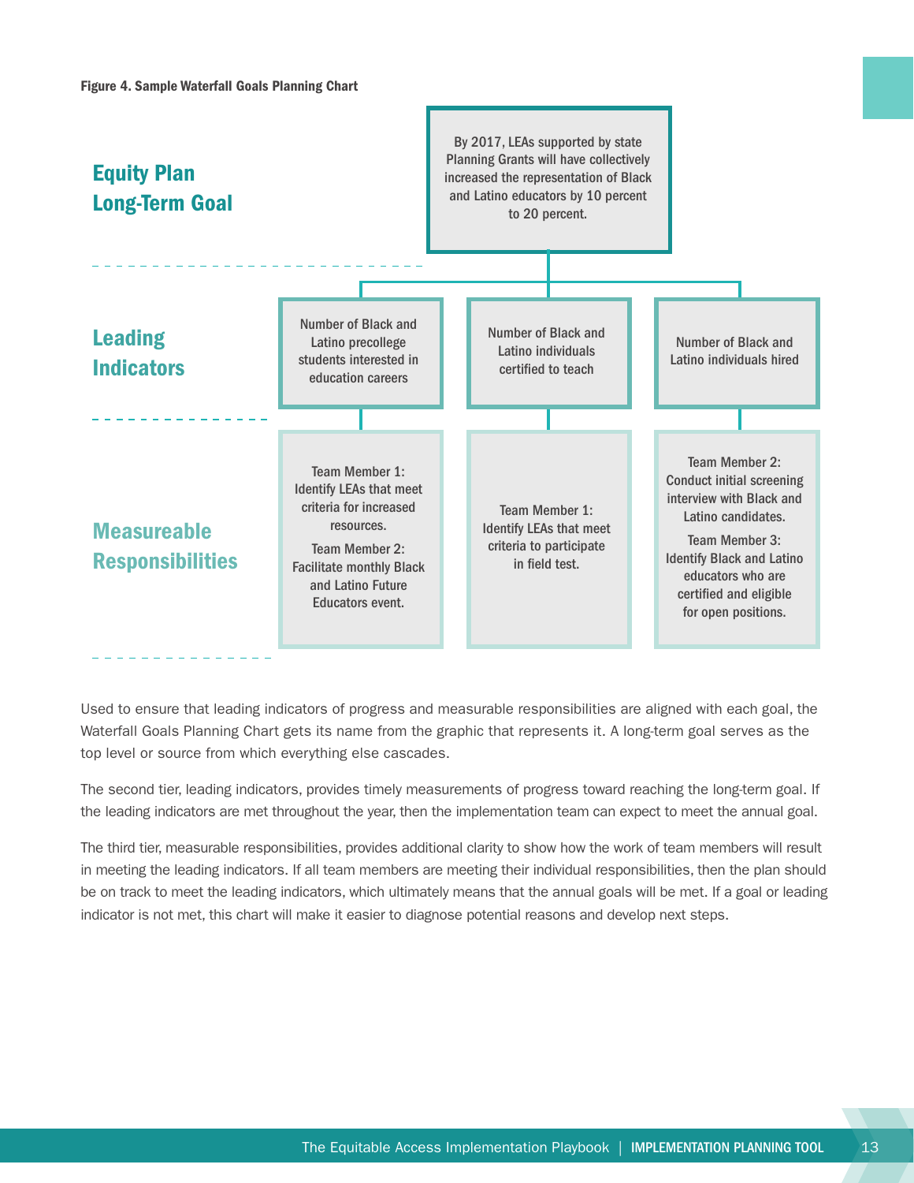**Figure 4. Sample Waterfall Goals Planning Chart**

| | | | |
|---|---|---|---|
| **Equity Plan Long-Term Goal** | By 2017, LEAs supported by state Planning Grants will have collectively increased the representation of Black and Latino educators by 10 percent to 20 percent. | | |
| **Leading Indicators** | Number of Black and Latino precollege students interested in education careers | Number of Black and Latino individuals certified to teach | Number of Black and Latino individuals hired |
| **Measureable Responsibilities** | Team Member 1: Identify LEAs that meet criteria for increased resources. Team Member 2: Facilitate monthly Black and Latino Future Educators event. | Team Member 1: Identify LEAs that meet criteria to participate in field test. | Team Member 2: Conduct initial screening interview with Black and Latino candidates. Team Member 3: Identify Black and Latino educators who are certified and eligible for open positions. |

Used to ensure that leading indicators of progress and measurable responsibilities are aligned with each goal, the Waterfall Goals Planning Chart gets its name from the graphic that represents it. A long-term goal serves as the top level or source from which everything else cascades.

The second tier, leading indicators, provides timely measurements of progress toward reaching the long-term goal. If the leading indicators are met throughout the year, then the implementation team can expect to meet the annual goal.

The third tier, measurable responsibilities, provides additional clarity to show how the work of team members will result in meeting the leading indicators. If all team members are meeting their individual responsibilities, then the plan should be on track to meet the leading indicators, which ultimately means that the annual goals will be met. If a goal or leading indicator is not met, this chart will make it easier to diagnose potential reasons and develop next steps.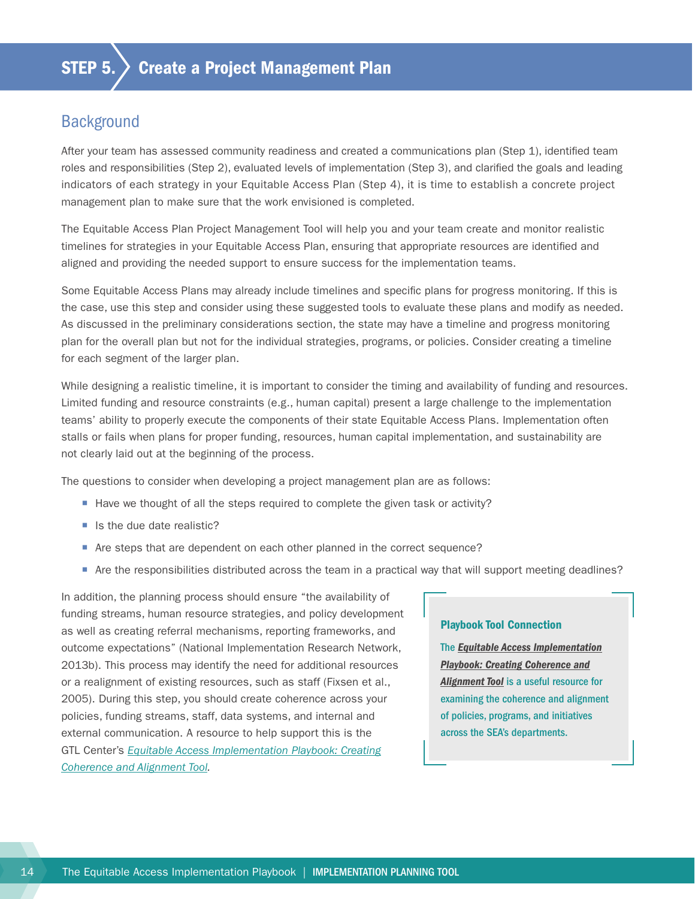# STEP 5. Create a Project Management Plan

## Background

After your team has assessed community readiness and created a communications plan (Step 1), identified team roles and responsibilities (Step 2), evaluated levels of implementation (Step 3), and clarified the goals and leading indicators of each strategy in your Equitable Access Plan (Step 4), it is time to establish a concrete project management plan to make sure that the work envisioned is completed.

The Equitable Access Plan Project Management Tool will help you and your team create and monitor realistic timelines for strategies in your Equitable Access Plan, ensuring that appropriate resources are identified and aligned and providing the needed support to ensure success for the implementation teams.

Some Equitable Access Plans may already include timelines and specific plans for progress monitoring. If this is the case, use this step and consider using these suggested tools to evaluate these plans and modify as needed. As discussed in the preliminary considerations section, the state may have a timeline and progress monitoring plan for the overall plan but not for the individual strategies, programs, or policies. Consider creating a timeline for each segment of the larger plan.

While designing a realistic timeline, it is important to consider the timing and availability of funding and resources. Limited funding and resource constraints (e.g., human capital) present a large challenge to the implementation teams' ability to properly execute the components of their state Equitable Access Plans. Implementation often stalls or fails when plans for proper funding, resources, human capital implementation, and sustainability are not clearly laid out at the beginning of the process.

The questions to consider when developing a project management plan are as follows:

- Have we thought of all the steps required to complete the given task or activity?
- Is the due date realistic?
- Are steps that are dependent on each other planned in the correct sequence?
- Are the responsibilities distributed across the team in a practical way that will support meeting deadlines?

In addition, the planning process should ensure "the availability of funding streams, human resource strategies, and policy development as well as creating referral mechanisms, reporting frameworks, and outcome expectations" (National Implementation Research Network, 2013b). This process may identify the need for additional resources or a realignment of existing resources, such as staff (Fixsen et al., 2005). During this step, you should create coherence across your policies, funding streams, staff, data systems, and internal and external communication. A resource to help support this is the GTL Center's *Equitable Access Implementation Playbook: Creating Coherence and Alignment Tool*.

> **Playbook Tool Connection**
>
> The ***Equitable Access Implementation Playbook: Creating Coherence and Alignment Tool*** is a useful resource for examining the coherence and alignment of policies, programs, and initiatives across the SEA's departments.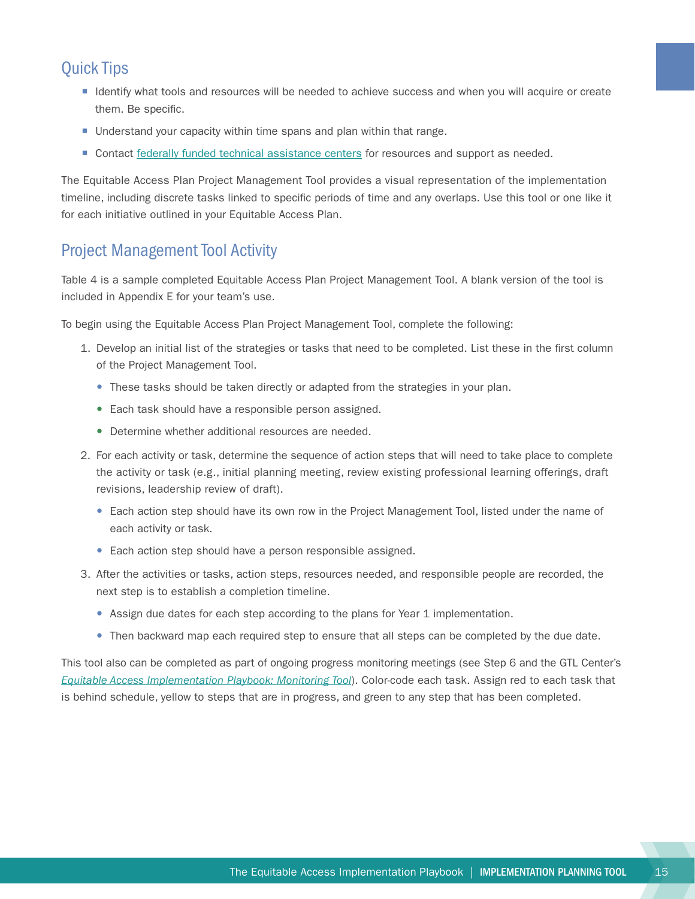## Quick Tips

- Identify what tools and resources will be needed to achieve success and when you will acquire or create them. Be specific.
- Understand your capacity within time spans and plan within that range.
- Contact [federally funded technical assistance centers](#) for resources and support as needed.

The Equitable Access Plan Project Management Tool provides a visual representation of the implementation timeline, including discrete tasks linked to specific periods of time and any overlaps. Use this tool or one like it for each initiative outlined in your Equitable Access Plan.

## Project Management Tool Activity

Table 4 is a sample completed Equitable Access Plan Project Management Tool. A blank version of the tool is included in Appendix E for your team's use.

To begin using the Equitable Access Plan Project Management Tool, complete the following:

1. Develop an initial list of the strategies or tasks that need to be completed. List these in the first column of the Project Management Tool.
   - These tasks should be taken directly or adapted from the strategies in your plan.
   - Each task should have a responsible person assigned.
   - Determine whether additional resources are needed.
2. For each activity or task, determine the sequence of action steps that will need to take place to complete the activity or task (e.g., initial planning meeting, review existing professional learning offerings, draft revisions, leadership review of draft).
   - Each action step should have its own row in the Project Management Tool, listed under the name of each activity or task.
   - Each action step should have a person responsible assigned.
3. After the activities or tasks, action steps, resources needed, and responsible people are recorded, the next step is to establish a completion timeline.
   - Assign due dates for each step according to the plans for Year 1 implementation.
   - Then backward map each required step to ensure that all steps can be completed by the due date.

This tool also can be completed as part of ongoing progress monitoring meetings (see Step 6 and the GTL Center's *[Equitable Access Implementation Playbook: Monitoring Tool](#)*). Color-code each task. Assign red to each task that is behind schedule, yellow to steps that are in progress, and green to any step that has been completed.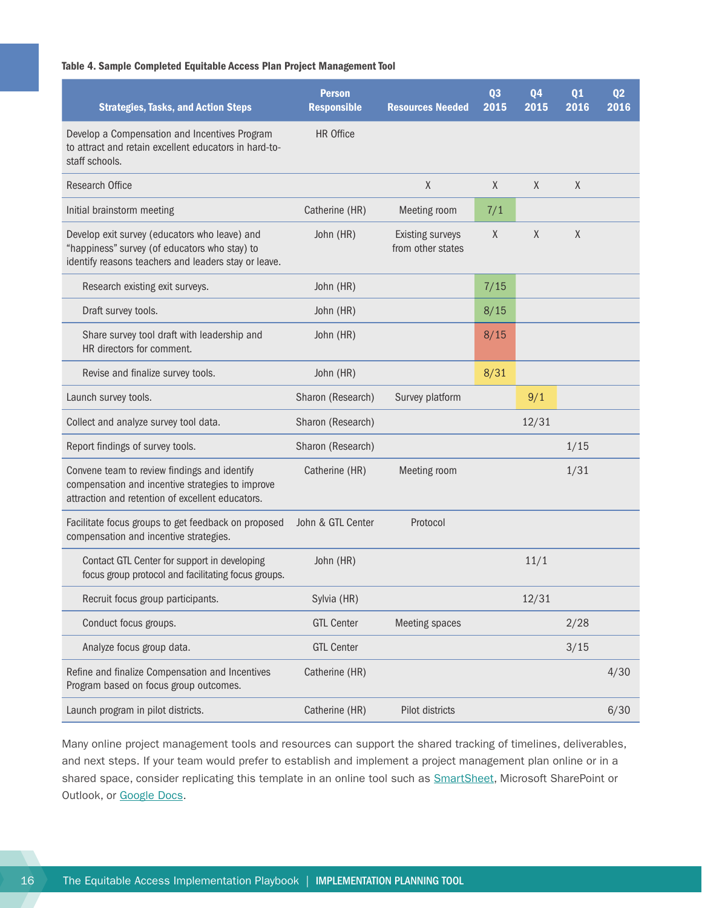**Table 4. Sample Completed Equitable Access Plan Project Management Tool**

| Strategies, Tasks, and Action Steps | Person Responsible | Resources Needed | Q3 2015 | Q4 2015 | Q1 2016 | Q2 2016 |
|---|---|---|---|---|---|---|
| Develop a Compensation and Incentives Program to attract and retain excellent educators in hard-to-staff schools. | HR Office | | | | | |
| Research Office | | X | X | X | X | |
| Initial brainstorm meeting | Catherine (HR) | Meeting room | 7/1 | | | |
| Develop exit survey (educators who leave) and "happiness" survey (of educators who stay) to identify reasons teachers and leaders stay or leave. | John (HR) | Existing surveys from other states | X | X | X | |
| Research existing exit surveys. | John (HR) | | 7/15 | | | |
| Draft survey tools. | John (HR) | | 8/15 | | | |
| Share survey tool draft with leadership and HR directors for comment. | John (HR) | | 8/15 | | | |
| Revise and finalize survey tools. | John (HR) | | 8/31 | | | |
| Launch survey tools. | Sharon (Research) | Survey platform | | 9/1 | | |
| Collect and analyze survey tool data. | Sharon (Research) | | | 12/31 | | |
| Report findings of survey tools. | Sharon (Research) | | | | 1/15 | |
| Convene team to review findings and identify compensation and incentive strategies to improve attraction and retention of excellent educators. | Catherine (HR) | Meeting room | | | 1/31 | |
| Facilitate focus groups to get feedback on proposed compensation and incentive strategies. | John & GTL Center | Protocol | | | | |
| Contact GTL Center for support in developing focus group protocol and facilitating focus groups. | John (HR) | | | 11/1 | | |
| Recruit focus group participants. | Sylvia (HR) | | | 12/31 | | |
| Conduct focus groups. | GTL Center | Meeting spaces | | | 2/28 | |
| Analyze focus group data. | GTL Center | | | | 3/15 | |
| Refine and finalize Compensation and Incentives Program based on focus group outcomes. | Catherine (HR) | | | | | 4/30 |
| Launch program in pilot districts. | Catherine (HR) | Pilot districts | | | | 6/30 |

Many online project management tools and resources can support the shared tracking of timelines, deliverables, and next steps. If your team would prefer to establish and implement a project management plan online or in a shared space, consider replicating this template in an online tool such as SmartSheet, Microsoft SharePoint or Outlook, or Google Docs.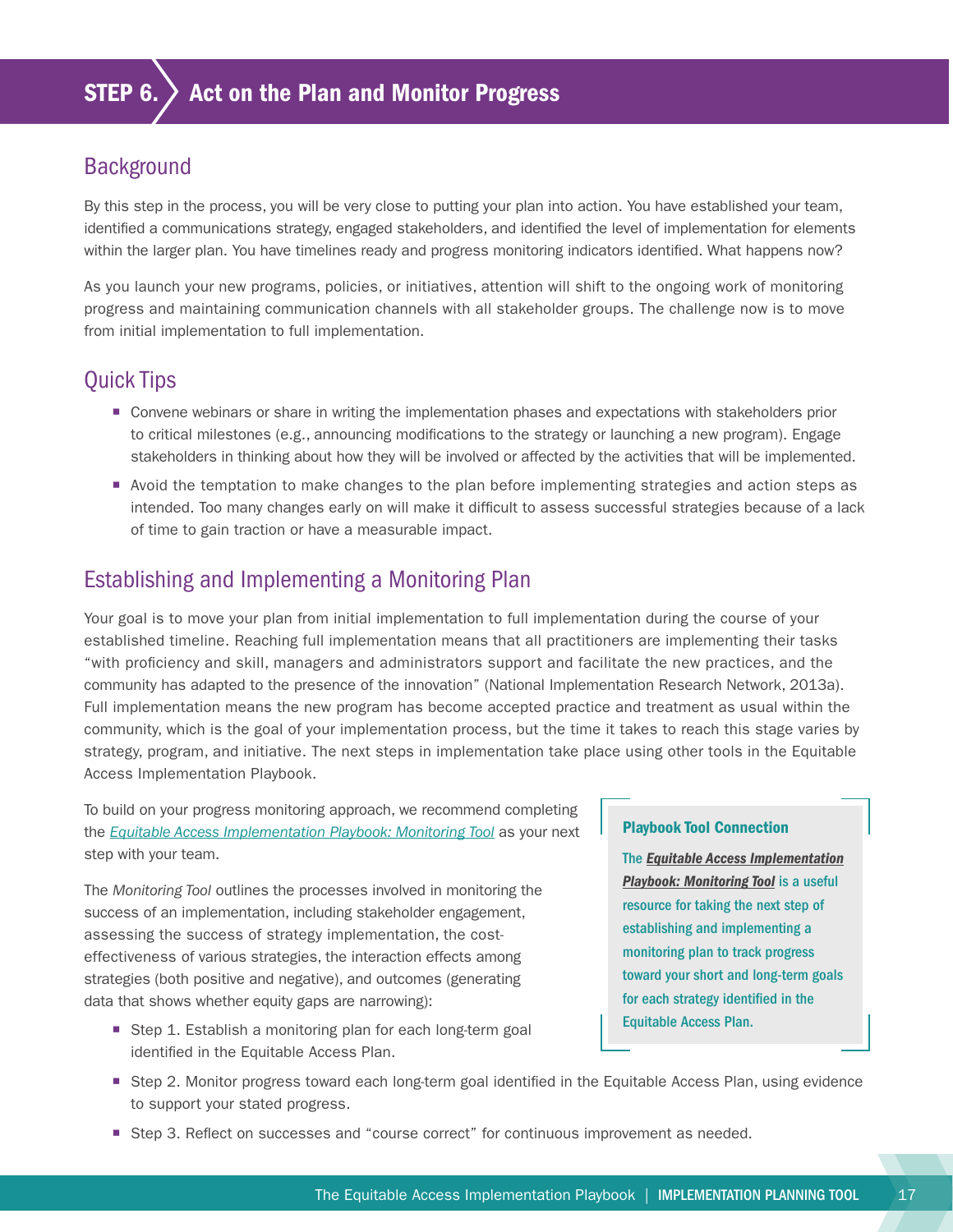# STEP 6. Act on the Plan and Monitor Progress

## Background

By this step in the process, you will be very close to putting your plan into action. You have established your team, identified a communications strategy, engaged stakeholders, and identified the level of implementation for elements within the larger plan. You have timelines ready and progress monitoring indicators identified. What happens now?

As you launch your new programs, policies, or initiatives, attention will shift to the ongoing work of monitoring progress and maintaining communication channels with all stakeholder groups. The challenge now is to move from initial implementation to full implementation.

## Quick Tips

- Convene webinars or share in writing the implementation phases and expectations with stakeholders prior to critical milestones (e.g., announcing modifications to the strategy or launching a new program). Engage stakeholders in thinking about how they will be involved or affected by the activities that will be implemented.
- Avoid the temptation to make changes to the plan before implementing strategies and action steps as intended. Too many changes early on will make it difficult to assess successful strategies because of a lack of time to gain traction or have a measurable impact.

## Establishing and Implementing a Monitoring Plan

Your goal is to move your plan from initial implementation to full implementation during the course of your established timeline. Reaching full implementation means that all practitioners are implementing their tasks "with proficiency and skill, managers and administrators support and facilitate the new practices, and the community has adapted to the presence of the innovation" (National Implementation Research Network, 2013a). Full implementation means the new program has become accepted practice and treatment as usual within the community, which is the goal of your implementation process, but the time it takes to reach this stage varies by strategy, program, and initiative. The next steps in implementation take place using other tools in the Equitable Access Implementation Playbook.

To build on your progress monitoring approach, we recommend completing the *Equitable Access Implementation Playbook: Monitoring Tool* as your next step with your team.

The *Monitoring Tool* outlines the processes involved in monitoring the success of an implementation, including stakeholder engagement, assessing the success of strategy implementation, the cost-effectiveness of various strategies, the interaction effects among strategies (both positive and negative), and outcomes (generating data that shows whether equity gaps are narrowing):

- Step 1. Establish a monitoring plan for each long-term goal identified in the Equitable Access Plan.
- Step 2. Monitor progress toward each long-term goal identified in the Equitable Access Plan, using evidence to support your stated progress.
- Step 3. Reflect on successes and "course correct" for continuous improvement as needed.

> **Playbook Tool Connection**
>
> The ***Equitable Access Implementation Playbook: Monitoring Tool*** is a useful resource for taking the next step of establishing and implementing a monitoring plan to track progress toward your short and long-term goals for each strategy identified in the Equitable Access Plan.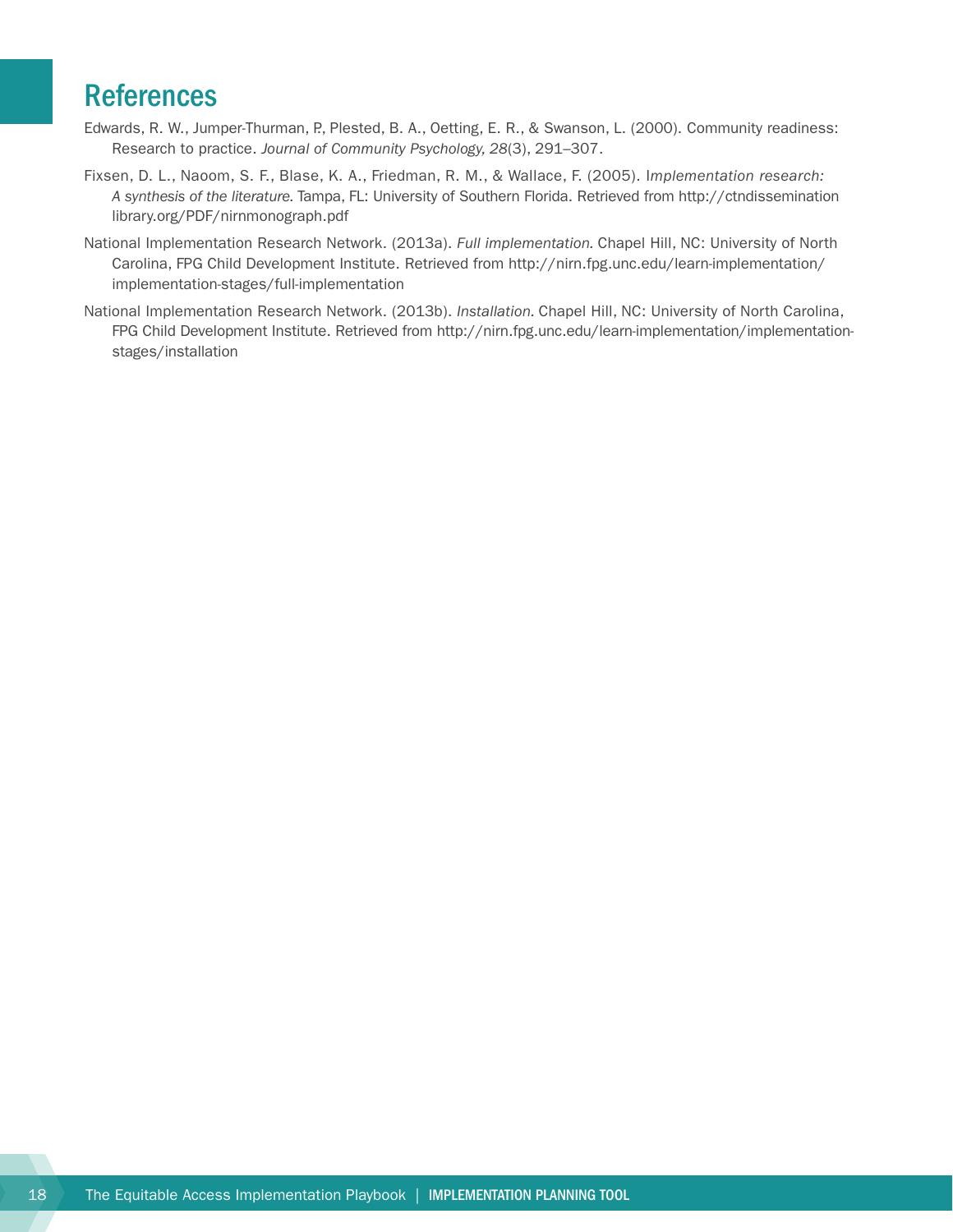# References

Edwards, R. W., Jumper-Thurman, P., Plested, B. A., Oetting, E. R., & Swanson, L. (2000). Community readiness: Research to practice. *Journal of Community Psychology, 28*(3), 291–307.

Fixsen, D. L., Naoom, S. F., Blase, K. A., Friedman, R. M., & Wallace, F. (2005). *Implementation research: A synthesis of the literature*. Tampa, FL: University of Southern Florida. Retrieved from http://ctndisseminationlibrary.org/PDF/nirnmonograph.pdf

National Implementation Research Network. (2013a). *Full implementation.* Chapel Hill, NC: University of North Carolina, FPG Child Development Institute. Retrieved from http://nirn.fpg.unc.edu/learn-implementation/implementation-stages/full-implementation

National Implementation Research Network. (2013b). *Installation.* Chapel Hill, NC: University of North Carolina, FPG Child Development Institute. Retrieved from http://nirn.fpg.unc.edu/learn-implementation/implementation-stages/installation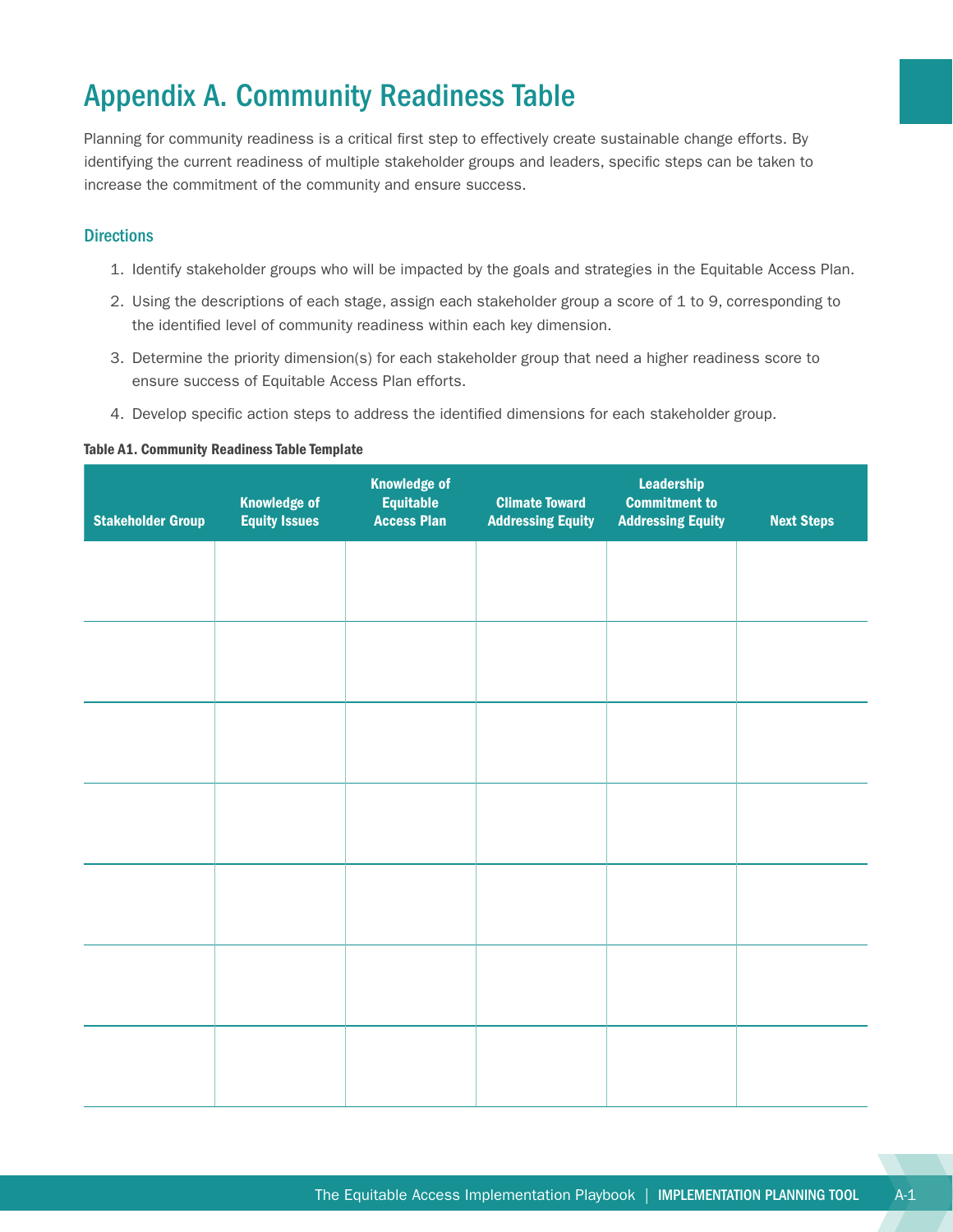# Appendix A. Community Readiness Table

Planning for community readiness is a critical first step to effectively create sustainable change efforts. By identifying the current readiness of multiple stakeholder groups and leaders, specific steps can be taken to increase the commitment of the community and ensure success.

### Directions

1. Identify stakeholder groups who will be impacted by the goals and strategies in the Equitable Access Plan.
2. Using the descriptions of each stage, assign each stakeholder group a score of 1 to 9, corresponding to the identified level of community readiness within each key dimension.
3. Determine the priority dimension(s) for each stakeholder group that need a higher readiness score to ensure success of Equitable Access Plan efforts.
4. Develop specific action steps to address the identified dimensions for each stakeholder group.

**Table A1. Community Readiness Table Template**

| Stakeholder Group | Knowledge of Equity Issues | Knowledge of Equitable Access Plan | Climate Toward Addressing Equity | Leadership Commitment to Addressing Equity | Next Steps |
|---|---|---|---|---|---|
| | | | | | |
| | | | | | |
| | | | | | |
| | | | | | |
| | | | | | |
| | | | | | |
| | | | | | |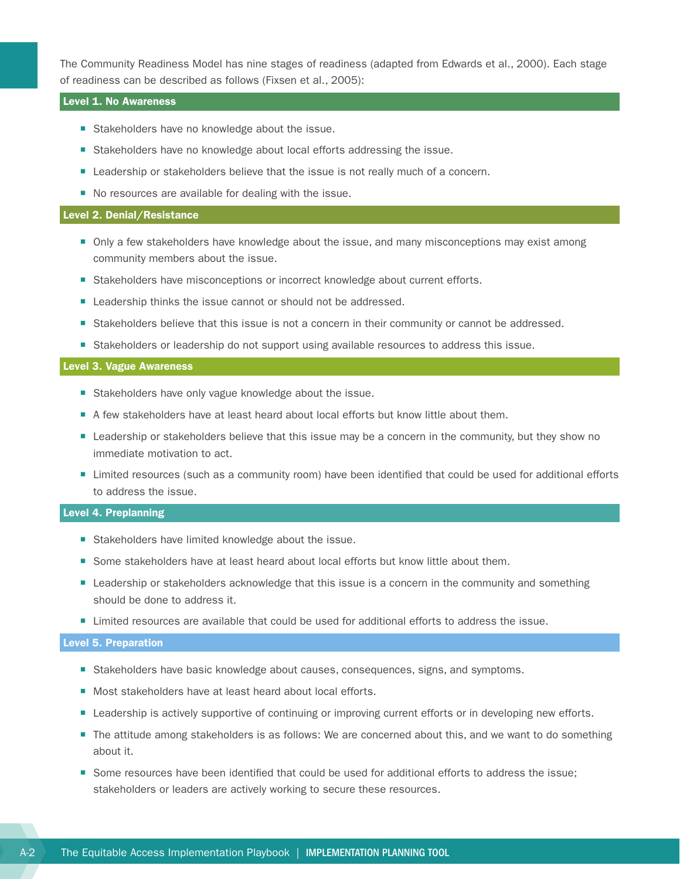The Community Readiness Model has nine stages of readiness (adapted from Edwards et al., 2000). Each stage of readiness can be described as follows (Fixsen et al., 2005):

### Level 1. No Awareness

- Stakeholders have no knowledge about the issue.
- Stakeholders have no knowledge about local efforts addressing the issue.
- Leadership or stakeholders believe that the issue is not really much of a concern.
- No resources are available for dealing with the issue.

### Level 2. Denial/Resistance

- Only a few stakeholders have knowledge about the issue, and many misconceptions may exist among community members about the issue.
- Stakeholders have misconceptions or incorrect knowledge about current efforts.
- Leadership thinks the issue cannot or should not be addressed.
- Stakeholders believe that this issue is not a concern in their community or cannot be addressed.
- Stakeholders or leadership do not support using available resources to address this issue.

### Level 3. Vague Awareness

- Stakeholders have only vague knowledge about the issue.
- A few stakeholders have at least heard about local efforts but know little about them.
- Leadership or stakeholders believe that this issue may be a concern in the community, but they show no immediate motivation to act.
- Limited resources (such as a community room) have been identified that could be used for additional efforts to address the issue.

### Level 4. Preplanning

- Stakeholders have limited knowledge about the issue.
- Some stakeholders have at least heard about local efforts but know little about them.
- Leadership or stakeholders acknowledge that this issue is a concern in the community and something should be done to address it.
- Limited resources are available that could be used for additional efforts to address the issue.

### Level 5. Preparation

- Stakeholders have basic knowledge about causes, consequences, signs, and symptoms.
- Most stakeholders have at least heard about local efforts.
- Leadership is actively supportive of continuing or improving current efforts or in developing new efforts.
- The attitude among stakeholders is as follows: We are concerned about this, and we want to do something about it.
- Some resources have been identified that could be used for additional efforts to address the issue; stakeholders or leaders are actively working to secure these resources.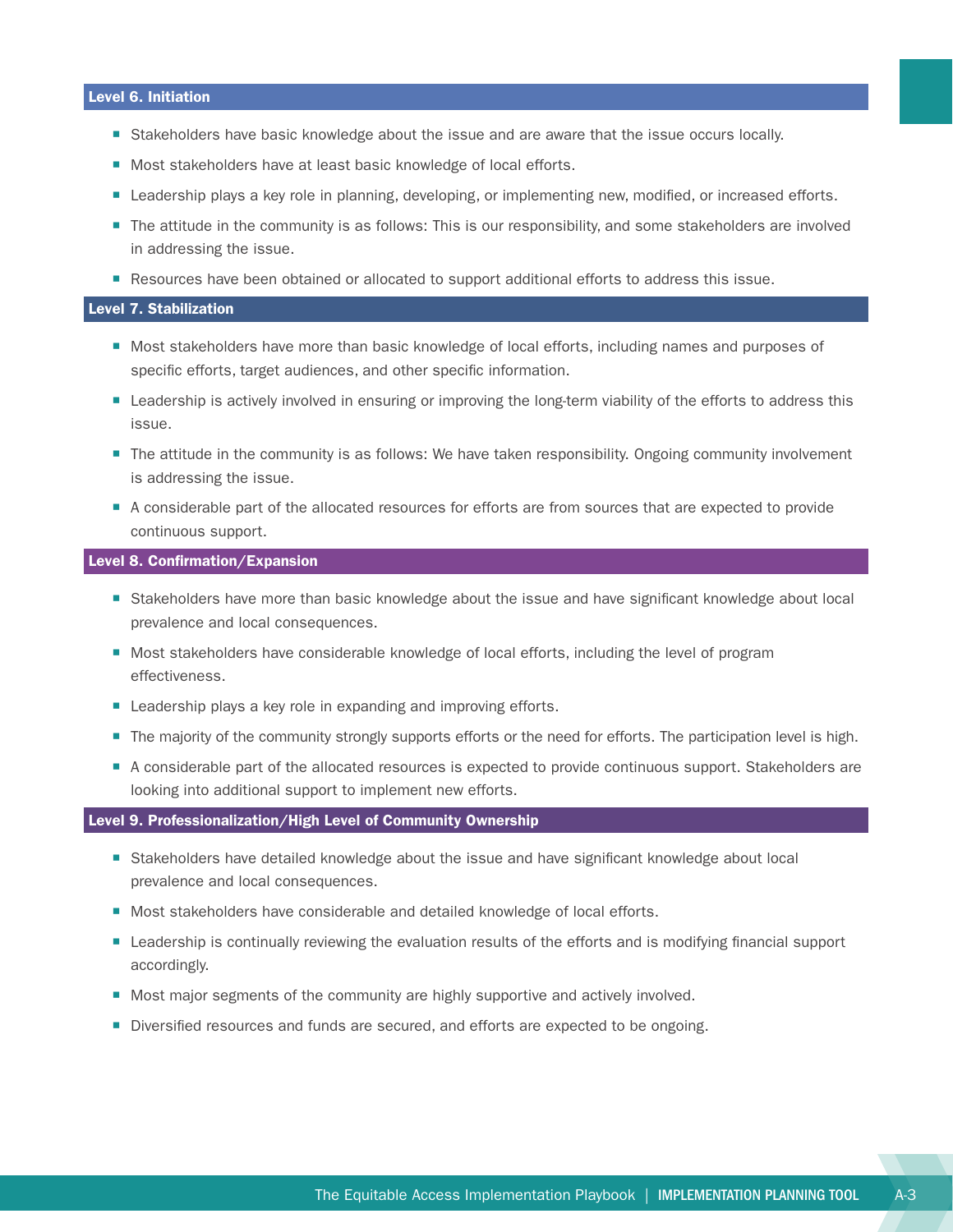### Level 6. Initiation

- Stakeholders have basic knowledge about the issue and are aware that the issue occurs locally.
- Most stakeholders have at least basic knowledge of local efforts.
- Leadership plays a key role in planning, developing, or implementing new, modified, or increased efforts.
- The attitude in the community is as follows: This is our responsibility, and some stakeholders are involved in addressing the issue.
- Resources have been obtained or allocated to support additional efforts to address this issue.

### Level 7. Stabilization

- Most stakeholders have more than basic knowledge of local efforts, including names and purposes of specific efforts, target audiences, and other specific information.
- Leadership is actively involved in ensuring or improving the long-term viability of the efforts to address this issue.
- The attitude in the community is as follows: We have taken responsibility. Ongoing community involvement is addressing the issue.
- A considerable part of the allocated resources for efforts are from sources that are expected to provide continuous support.

### Level 8. Confirmation/Expansion

- Stakeholders have more than basic knowledge about the issue and have significant knowledge about local prevalence and local consequences.
- Most stakeholders have considerable knowledge of local efforts, including the level of program effectiveness.
- Leadership plays a key role in expanding and improving efforts.
- The majority of the community strongly supports efforts or the need for efforts. The participation level is high.
- A considerable part of the allocated resources is expected to provide continuous support. Stakeholders are looking into additional support to implement new efforts.

### Level 9. Professionalization/High Level of Community Ownership

- Stakeholders have detailed knowledge about the issue and have significant knowledge about local prevalence and local consequences.
- Most stakeholders have considerable and detailed knowledge of local efforts.
- Leadership is continually reviewing the evaluation results of the efforts and is modifying financial support accordingly.
- Most major segments of the community are highly supportive and actively involved.
- Diversified resources and funds are secured, and efforts are expected to be ongoing.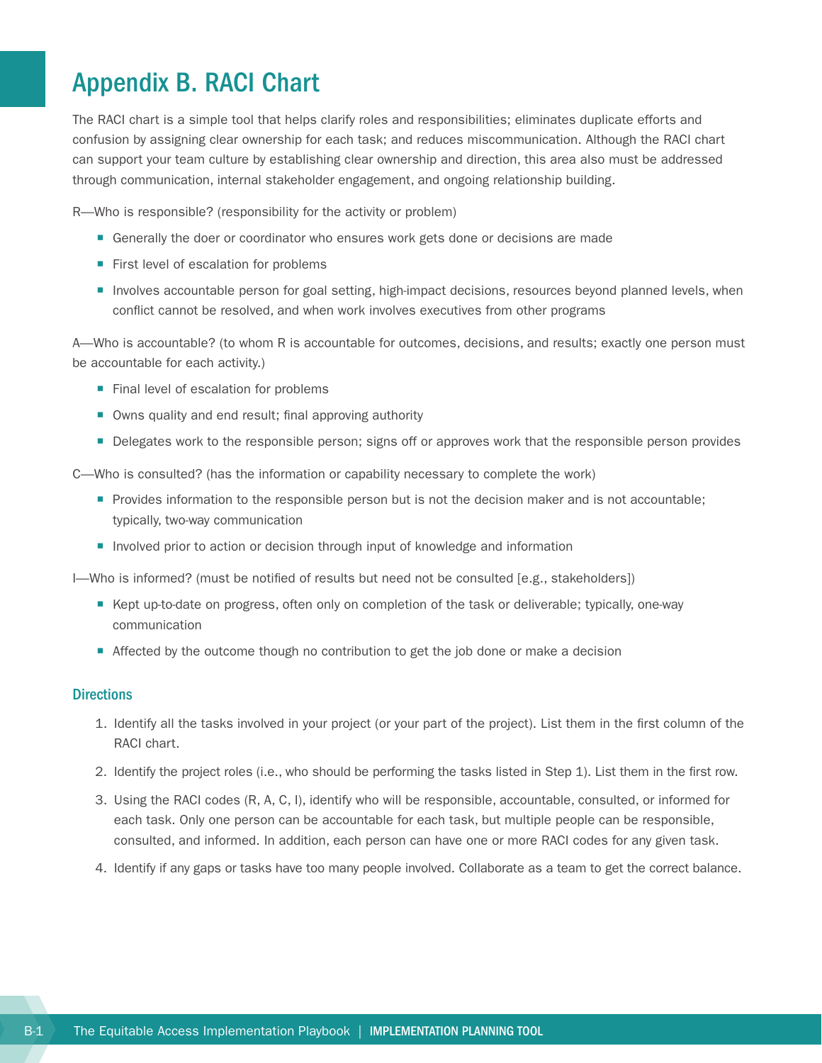# Appendix B. RACI Chart

The RACI chart is a simple tool that helps clarify roles and responsibilities; eliminates duplicate efforts and confusion by assigning clear ownership for each task; and reduces miscommunication. Although the RACI chart can support your team culture by establishing clear ownership and direction, this area also must be addressed through communication, internal stakeholder engagement, and ongoing relationship building.

R—Who is responsible? (responsibility for the activity or problem)

- Generally the doer or coordinator who ensures work gets done or decisions are made
- First level of escalation for problems
- Involves accountable person for goal setting, high-impact decisions, resources beyond planned levels, when conflict cannot be resolved, and when work involves executives from other programs

A—Who is accountable? (to whom R is accountable for outcomes, decisions, and results; exactly one person must be accountable for each activity.)

- Final level of escalation for problems
- Owns quality and end result; final approving authority
- Delegates work to the responsible person; signs off or approves work that the responsible person provides

C—Who is consulted? (has the information or capability necessary to complete the work)

- Provides information to the responsible person but is not the decision maker and is not accountable; typically, two-way communication
- Involved prior to action or decision through input of knowledge and information

I—Who is informed? (must be notified of results but need not be consulted [e.g., stakeholders])

- Kept up-to-date on progress, often only on completion of the task or deliverable; typically, one-way communication
- Affected by the outcome though no contribution to get the job done or make a decision

## Directions

1. Identify all the tasks involved in your project (or your part of the project). List them in the first column of the RACI chart.
2. Identify the project roles (i.e., who should be performing the tasks listed in Step 1). List them in the first row.
3. Using the RACI codes (R, A, C, I), identify who will be responsible, accountable, consulted, or informed for each task. Only one person can be accountable for each task, but multiple people can be responsible, consulted, and informed. In addition, each person can have one or more RACI codes for any given task.
4. Identify if any gaps or tasks have too many people involved. Collaborate as a team to get the correct balance.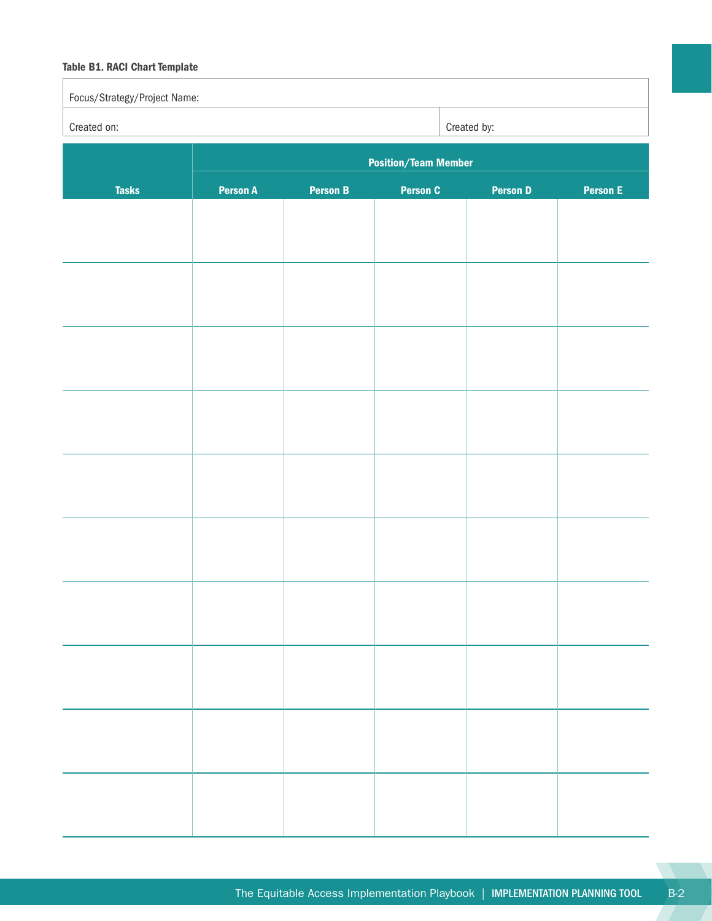**Table B1. RACI Chart Template**

| Focus/Strategy/Project Name: | |
|---|---|
| Created on: | Created by: |

| Tasks | Position/Team Member | | | | |
|---|---|---|---|---|---|
| | Person A | Person B | Person C | Person D | Person E |
| | | | | | |
| | | | | | |
| | | | | | |
| | | | | | |
| | | | | | |
| | | | | | |
| | | | | | |
| | | | | | |
| | | | | | |
| | | | | | |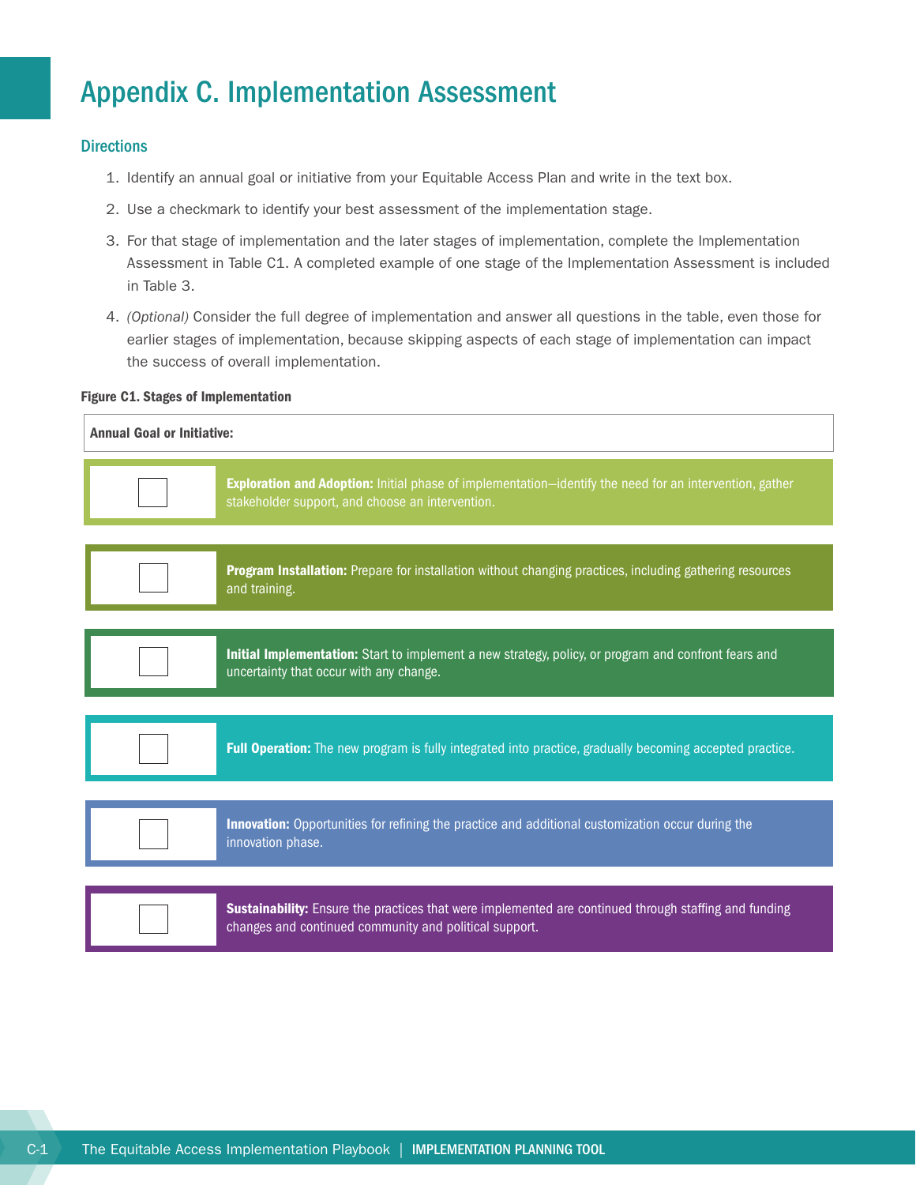# Appendix C. Implementation Assessment

## Directions

1. Identify an annual goal or initiative from your Equitable Access Plan and write in the text box.
2. Use a checkmark to identify your best assessment of the implementation stage.
3. For that stage of implementation and the later stages of implementation, complete the Implementation Assessment in Table C1. A completed example of one stage of the Implementation Assessment is included in Table 3.
4. *(Optional)* Consider the full degree of implementation and answer all questions in the table, even those for earlier stages of implementation, because skipping aspects of each stage of implementation can impact the success of overall implementation.

**Figure C1. Stages of Implementation**

| **Annual Goal or Initiative:** | |
|---|---|
| ☐ | **Exploration and Adoption:** Initial phase of implementation—identify the need for an intervention, gather stakeholder support, and choose an intervention. |
| ☐ | **Program Installation:** Prepare for installation without changing practices, including gathering resources and training. |
| ☐ | **Initial Implementation:** Start to implement a new strategy, policy, or program and confront fears and uncertainty that occur with any change. |
| ☐ | **Full Operation:** The new program is fully integrated into practice, gradually becoming accepted practice. |
| ☐ | **Innovation:** Opportunities for refining the practice and additional customization occur during the innovation phase. |
| ☐ | **Sustainability:** Ensure the practices that were implemented are continued through staffing and funding changes and continued community and political support. |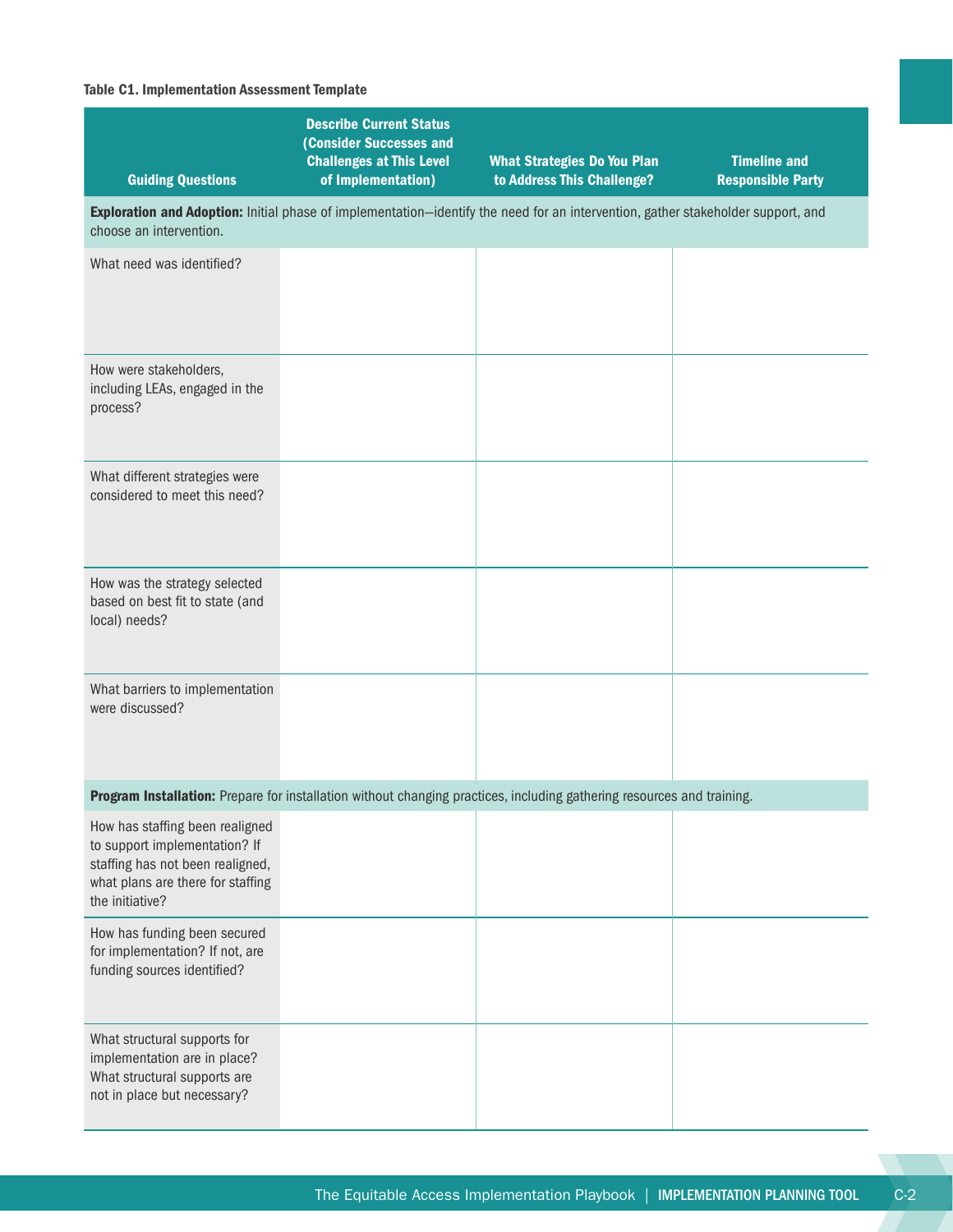**Table C1. Implementation Assessment Template**

| Guiding Questions | Describe Current Status (Consider Successes and Challenges at This Level of Implementation) | What Strategies Do You Plan to Address This Challenge? | Timeline and Responsible Party |
|---|---|---|---|
| **Exploration and Adoption:** Initial phase of implementation—identify the need for an intervention, gather stakeholder support, and choose an intervention. | | | |
| What need was identified? | | | |
| How were stakeholders, including LEAs, engaged in the process? | | | |
| What different strategies were considered to meet this need? | | | |
| How was the strategy selected based on best fit to state (and local) needs? | | | |
| What barriers to implementation were discussed? | | | |
| **Program Installation:** Prepare for installation without changing practices, including gathering resources and training. | | | |
| How has staffing been realigned to support implementation? If staffing has not been realigned, what plans are there for staffing the initiative? | | | |
| How has funding been secured for implementation? If not, are funding sources identified? | | | |
| What structural supports for implementation are in place? What structural supports are not in place but necessary? | | | |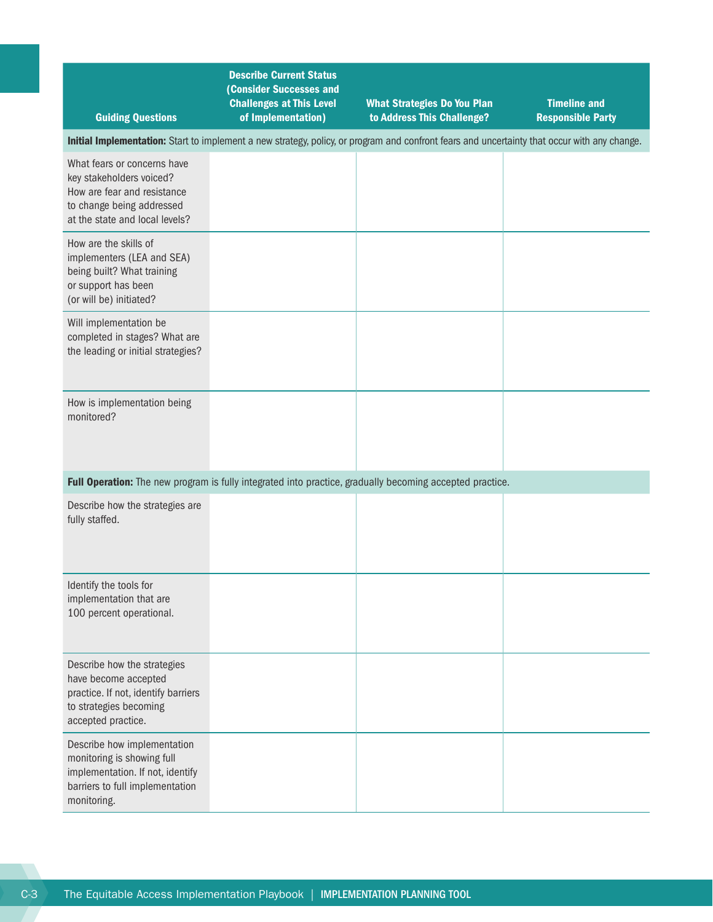| Guiding Questions | Describe Current Status (Consider Successes and Challenges at This Level of Implementation) | What Strategies Do You Plan to Address This Challenge? | Timeline and Responsible Party |
|---|---|---|---|
| **Initial Implementation:** Start to implement a new strategy, policy, or program and confront fears and uncertainty that occur with any change. | | | |
| What fears or concerns have key stakeholders voiced? How are fear and resistance to change being addressed at the state and local levels? | | | |
| How are the skills of implementers (LEA and SEA) being built? What training or support has been (or will be) initiated? | | | |
| Will implementation be completed in stages? What are the leading or initial strategies? | | | |
| How is implementation being monitored? | | | |
| **Full Operation:** The new program is fully integrated into practice, gradually becoming accepted practice. | | | |
| Describe how the strategies are fully staffed. | | | |
| Identify the tools for implementation that are 100 percent operational. | | | |
| Describe how the strategies have become accepted practice. If not, identify barriers to strategies becoming accepted practice. | | | |
| Describe how implementation monitoring is showing full implementation. If not, identify barriers to full implementation monitoring. | | | |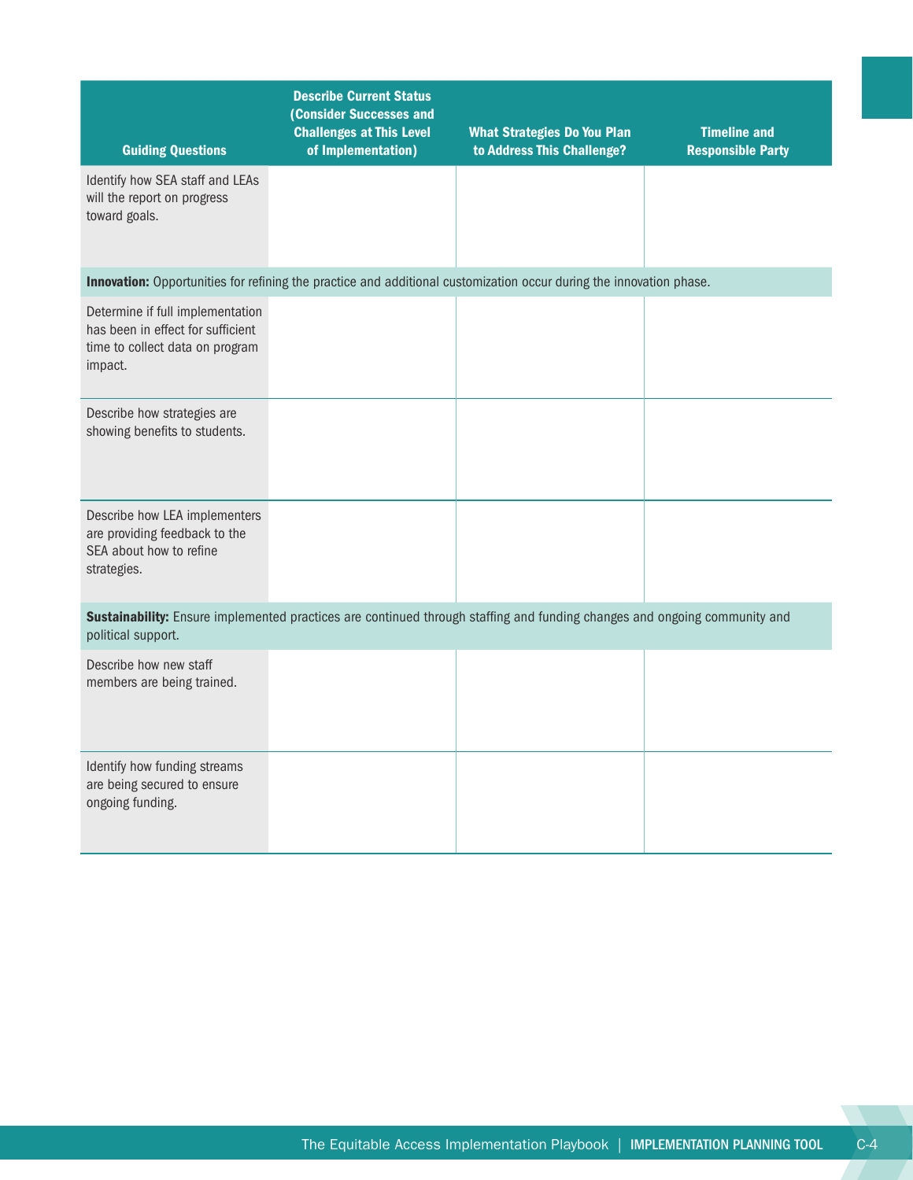| Guiding Questions | Describe Current Status (Consider Successes and Challenges at This Level of Implementation) | What Strategies Do You Plan to Address This Challenge? | Timeline and Responsible Party |
|---|---|---|---|
| Identify how SEA staff and LEAs will the report on progress toward goals. | | | |
| **Innovation:** Opportunities for refining the practice and additional customization occur during the innovation phase. | | | |
| Determine if full implementation has been in effect for sufficient time to collect data on program impact. | | | |
| Describe how strategies are showing benefits to students. | | | |
| Describe how LEA implementers are providing feedback to the SEA about how to refine strategies. | | | |
| **Sustainability:** Ensure implemented practices are continued through staffing and funding changes and ongoing community and political support. | | | |
| Describe how new staff members are being trained. | | | |
| Identify how funding streams are being secured to ensure ongoing funding. | | | |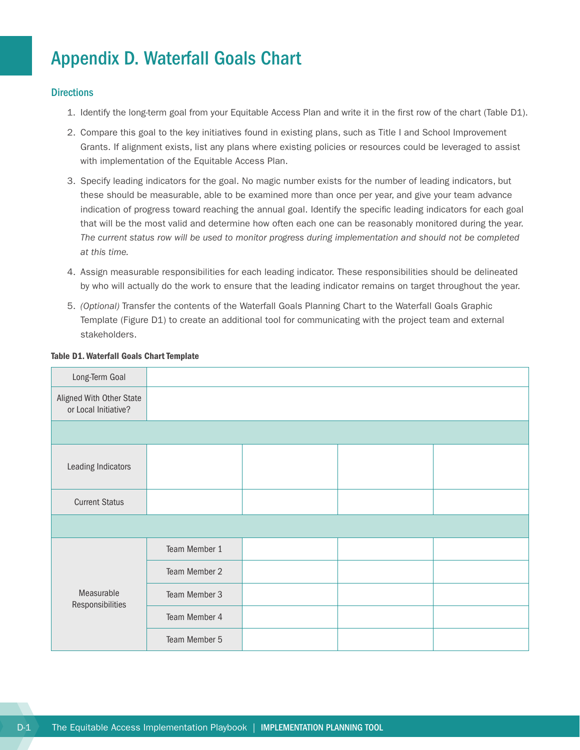# Appendix D. Waterfall Goals Chart

## Directions

1. Identify the long-term goal from your Equitable Access Plan and write it in the first row of the chart (Table D1).
2. Compare this goal to the key initiatives found in existing plans, such as Title I and School Improvement Grants. If alignment exists, list any plans where existing policies or resources could be leveraged to assist with implementation of the Equitable Access Plan.
3. Specify leading indicators for the goal. No magic number exists for the number of leading indicators, but these should be measurable, able to be examined more than once per year, and give your team advance indication of progress toward reaching the annual goal. Identify the specific leading indicators for each goal that will be the most valid and determine how often each one can be reasonably monitored during the year. *The current status row will be used to monitor progress during implementation and should not be completed at this time.*
4. Assign measurable responsibilities for each leading indicator. These responsibilities should be delineated by who will actually do the work to ensure that the leading indicator remains on target throughout the year.
5. *(Optional)* Transfer the contents of the Waterfall Goals Planning Chart to the Waterfall Goals Graphic Template (Figure D1) to create an additional tool for communicating with the project team and external stakeholders.

**Table D1. Waterfall Goals Chart Template**

| | | | | |
|---|---|---|---|---|
| Long-Term Goal | | | | |
| Aligned With Other State or Local Initiative? | | | | |
| | | | | |
| Leading Indicators | | | | |
| Current Status | | | | |
| | | | | |
| Measurable Responsibilities | Team Member 1 | | | |
| | Team Member 2 | | | |
| | Team Member 3 | | | |
| | Team Member 4 | | | |
| | Team Member 5 | | | |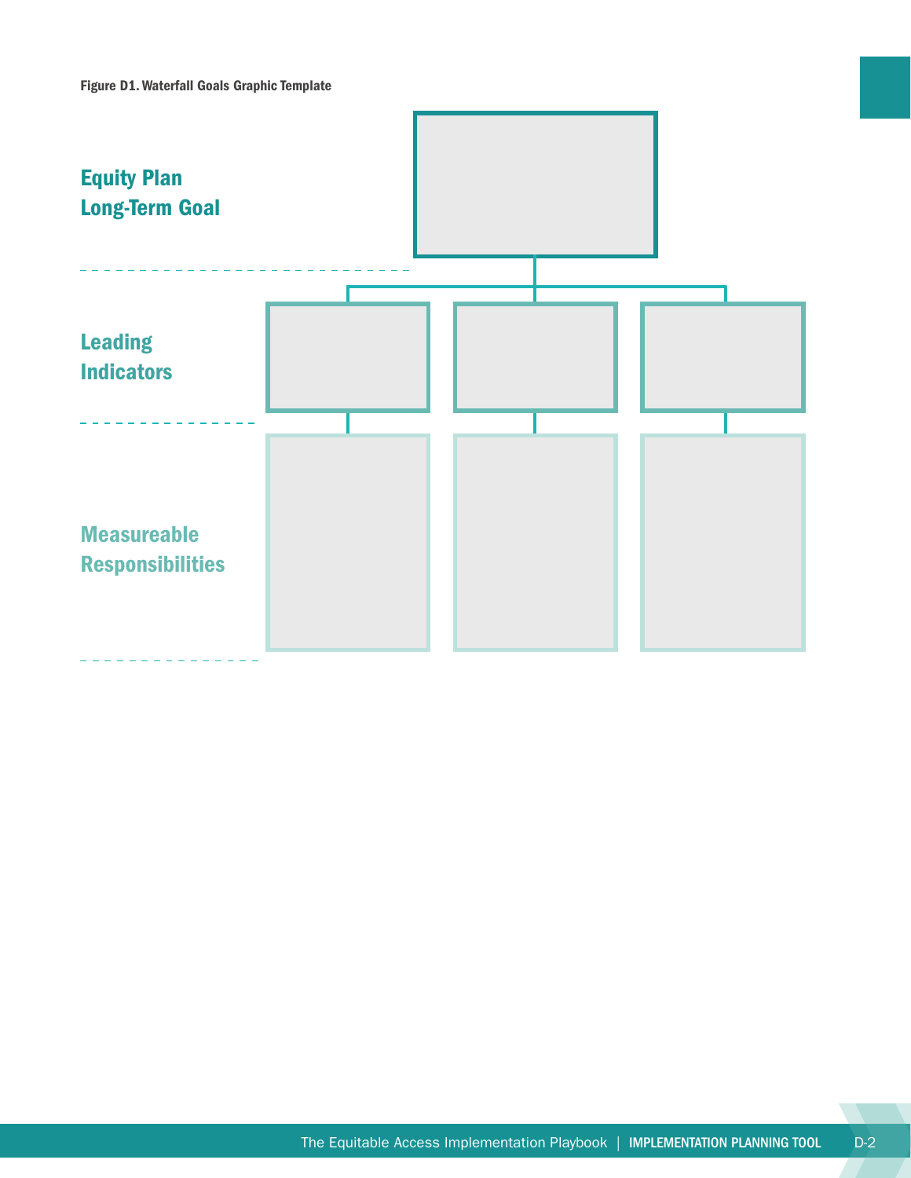**Figure D1. Waterfall Goals Graphic Template**

Equity Plan Long-Term Goal

Leading Indicators

Measureable Responsibilities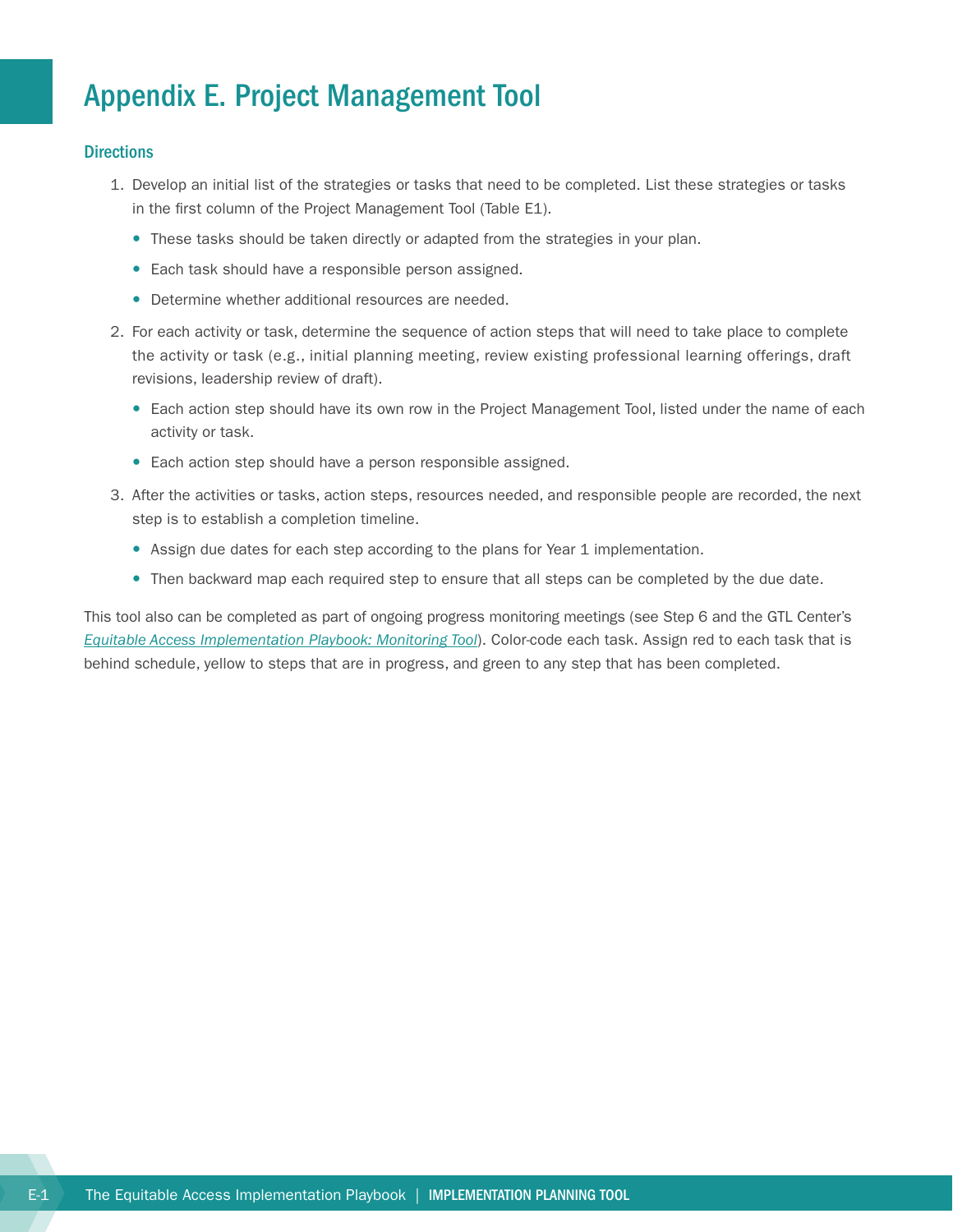# Appendix E. Project Management Tool

## Directions

1. Develop an initial list of the strategies or tasks that need to be completed. List these strategies or tasks in the first column of the Project Management Tool (Table E1).
   - These tasks should be taken directly or adapted from the strategies in your plan.
   - Each task should have a responsible person assigned.
   - Determine whether additional resources are needed.
2. For each activity or task, determine the sequence of action steps that will need to take place to complete the activity or task (e.g., initial planning meeting, review existing professional learning offerings, draft revisions, leadership review of draft).
   - Each action step should have its own row in the Project Management Tool, listed under the name of each activity or task.
   - Each action step should have a person responsible assigned.
3. After the activities or tasks, action steps, resources needed, and responsible people are recorded, the next step is to establish a completion timeline.
   - Assign due dates for each step according to the plans for Year 1 implementation.
   - Then backward map each required step to ensure that all steps can be completed by the due date.

This tool also can be completed as part of ongoing progress monitoring meetings (see Step 6 and the GTL Center's *Equitable Access Implementation Playbook: Monitoring Tool*). Color-code each task. Assign red to each task that is behind schedule, yellow to steps that are in progress, and green to any step that has been completed.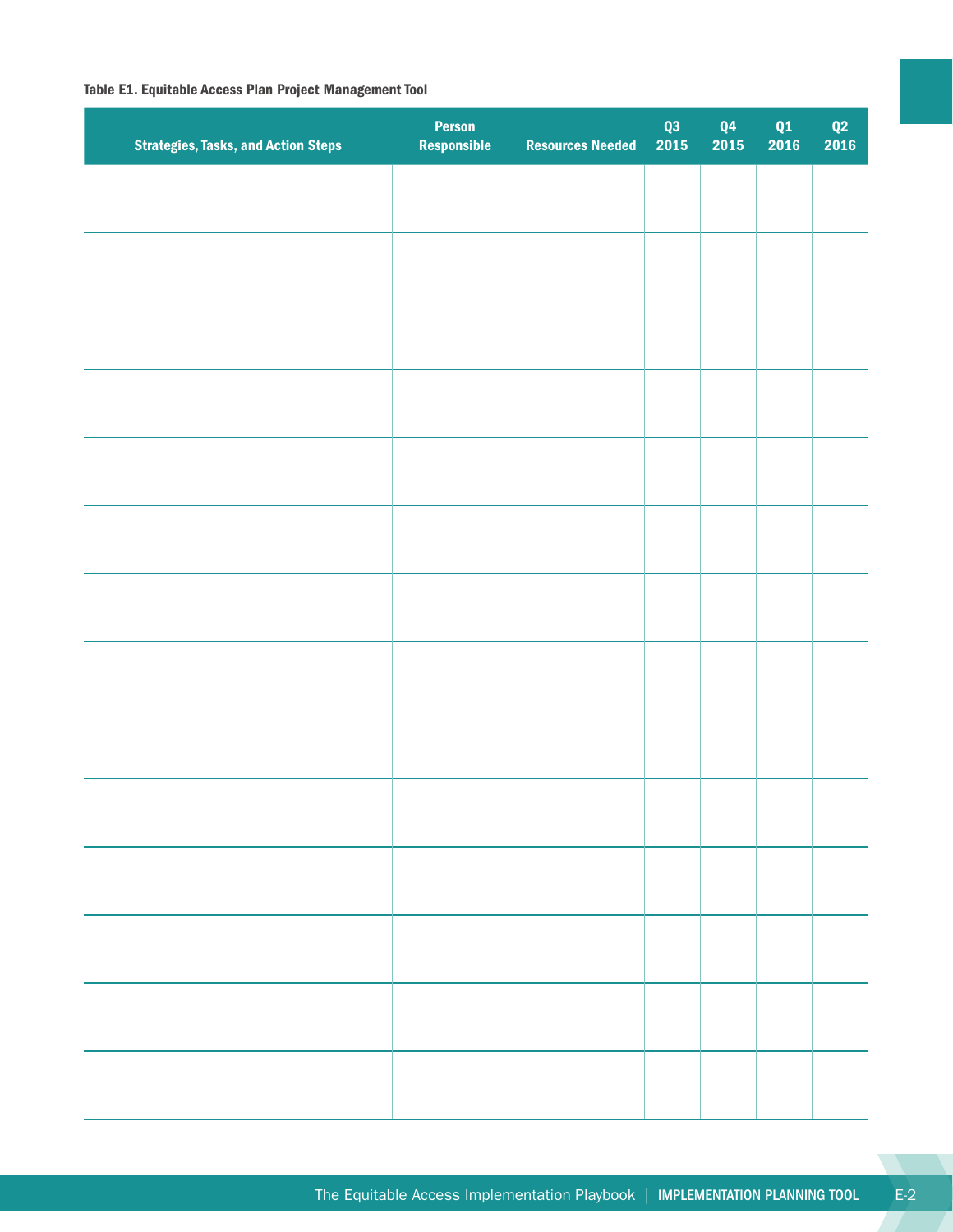**Table E1. Equitable Access Plan Project Management Tool**

| Strategies, Tasks, and Action Steps | Person Responsible | Resources Needed | Q3 2015 | Q4 2015 | Q1 2016 | Q2 2016 |
|---|---|---|---|---|---|---|
| | | | | | | |
| | | | | | | |
| | | | | | | |
| | | | | | | |
| | | | | | | |
| | | | | | | |
| | | | | | | |
| | | | | | | |
| | | | | | | |
| | | | | | | |
| | | | | | | |
| | | | | | | |
| | | | | | | |
| | | | | | | |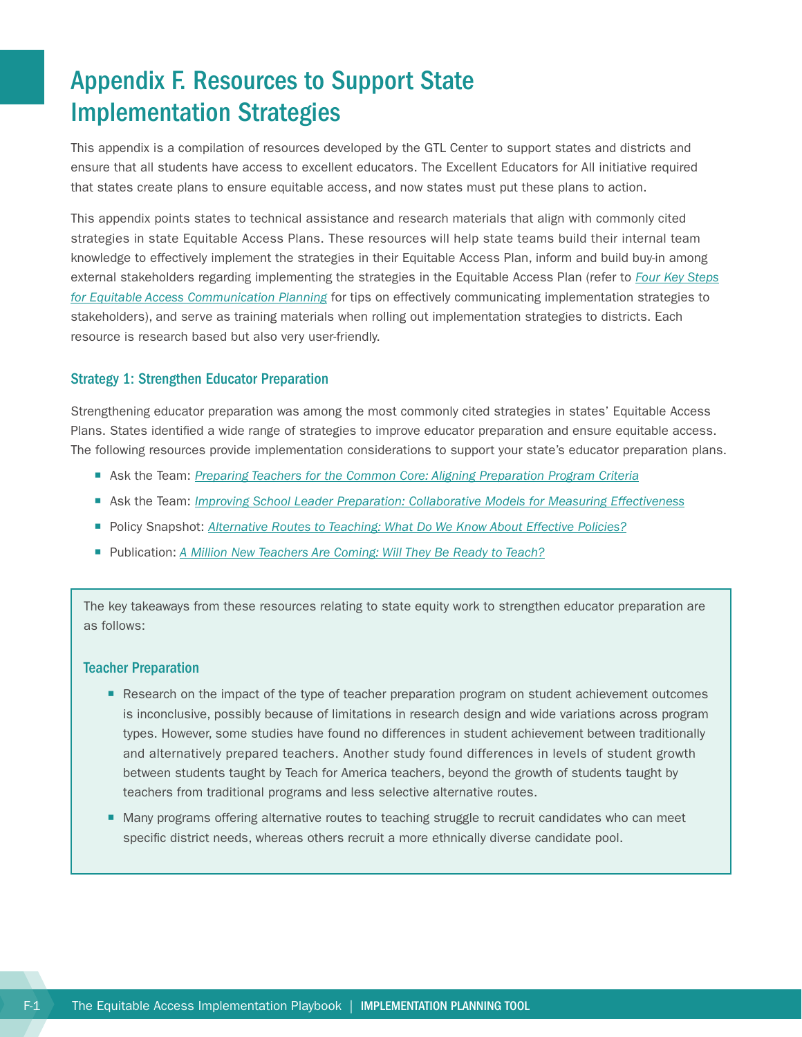# Appendix F. Resources to Support State Implementation Strategies

This appendix is a compilation of resources developed by the GTL Center to support states and districts and ensure that all students have access to excellent educators. The Excellent Educators for All initiative required that states create plans to ensure equitable access, and now states must put these plans to action.

This appendix points states to technical assistance and research materials that align with commonly cited strategies in state Equitable Access Plans. These resources will help state teams build their internal team knowledge to effectively implement the strategies in their Equitable Access Plan, inform and build buy-in among external stakeholders regarding implementing the strategies in the Equitable Access Plan (refer to *Four Key Steps for Equitable Access Communication Planning* for tips on effectively communicating implementation strategies to stakeholders), and serve as training materials when rolling out implementation strategies to districts. Each resource is research based but also very user-friendly.

### Strategy 1: Strengthen Educator Preparation

Strengthening educator preparation was among the most commonly cited strategies in states' Equitable Access Plans. States identified a wide range of strategies to improve educator preparation and ensure equitable access. The following resources provide implementation considerations to support your state's educator preparation plans.

- Ask the Team: *Preparing Teachers for the Common Core: Aligning Preparation Program Criteria*
- Ask the Team: *Improving School Leader Preparation: Collaborative Models for Measuring Effectiveness*
- Policy Snapshot: *Alternative Routes to Teaching: What Do We Know About Effective Policies?*
- Publication: *A Million New Teachers Are Coming: Will They Be Ready to Teach?*

The key takeaways from these resources relating to state equity work to strengthen educator preparation are as follows:

#### Teacher Preparation

- Research on the impact of the type of teacher preparation program on student achievement outcomes is inconclusive, possibly because of limitations in research design and wide variations across program types. However, some studies have found no differences in student achievement between traditionally and alternatively prepared teachers. Another study found differences in levels of student growth between students taught by Teach for America teachers, beyond the growth of students taught by teachers from traditional programs and less selective alternative routes.
- Many programs offering alternative routes to teaching struggle to recruit candidates who can meet specific district needs, whereas others recruit a more ethnically diverse candidate pool.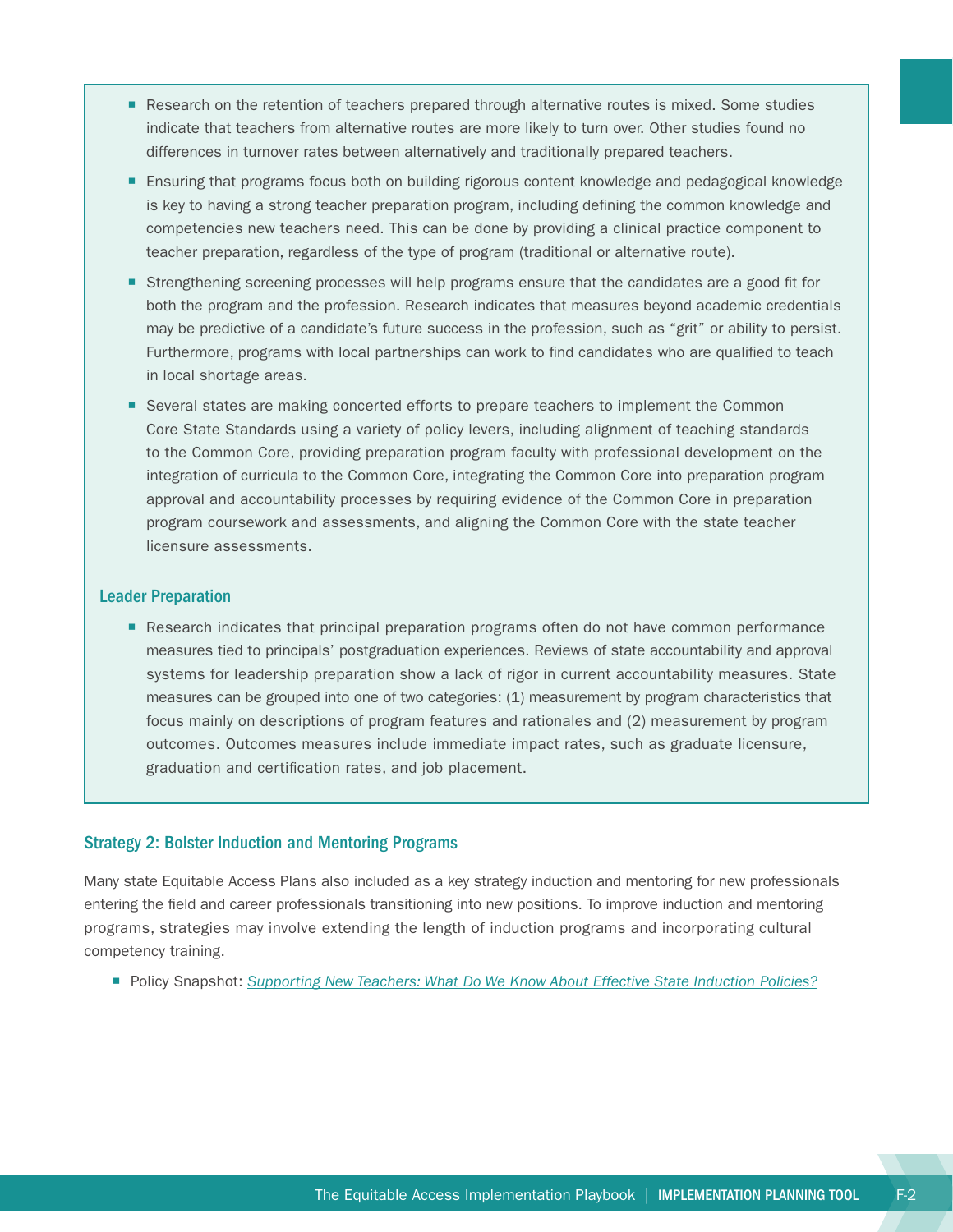- Research on the retention of teachers prepared through alternative routes is mixed. Some studies indicate that teachers from alternative routes are more likely to turn over. Other studies found no differences in turnover rates between alternatively and traditionally prepared teachers.
- Ensuring that programs focus both on building rigorous content knowledge and pedagogical knowledge is key to having a strong teacher preparation program, including defining the common knowledge and competencies new teachers need. This can be done by providing a clinical practice component to teacher preparation, regardless of the type of program (traditional or alternative route).
- Strengthening screening processes will help programs ensure that the candidates are a good fit for both the program and the profession. Research indicates that measures beyond academic credentials may be predictive of a candidate's future success in the profession, such as "grit" or ability to persist. Furthermore, programs with local partnerships can work to find candidates who are qualified to teach in local shortage areas.
- Several states are making concerted efforts to prepare teachers to implement the Common Core State Standards using a variety of policy levers, including alignment of teaching standards to the Common Core, providing preparation program faculty with professional development on the integration of curricula to the Common Core, integrating the Common Core into preparation program approval and accountability processes by requiring evidence of the Common Core in preparation program coursework and assessments, and aligning the Common Core with the state teacher licensure assessments.

### Leader Preparation

- Research indicates that principal preparation programs often do not have common performance measures tied to principals' postgraduation experiences. Reviews of state accountability and approval systems for leadership preparation show a lack of rigor in current accountability measures. State measures can be grouped into one of two categories: (1) measurement by program characteristics that focus mainly on descriptions of program features and rationales and (2) measurement by program outcomes. Outcomes measures include immediate impact rates, such as graduate licensure, graduation and certification rates, and job placement.

## Strategy 2: Bolster Induction and Mentoring Programs

Many state Equitable Access Plans also included as a key strategy induction and mentoring for new professionals entering the field and career professionals transitioning into new positions. To improve induction and mentoring programs, strategies may involve extending the length of induction programs and incorporating cultural competency training.

- Policy Snapshot: *Supporting New Teachers: What Do We Know About Effective State Induction Policies?*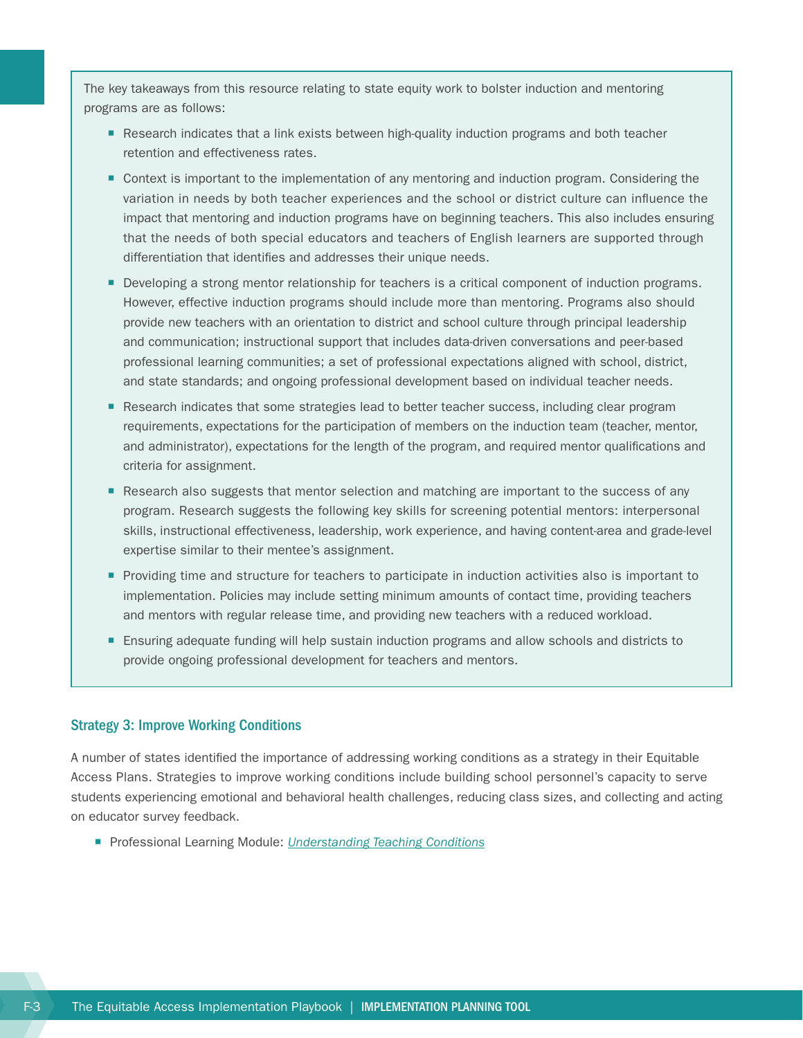The key takeaways from this resource relating to state equity work to bolster induction and mentoring programs are as follows:

- Research indicates that a link exists between high-quality induction programs and both teacher retention and effectiveness rates.
- Context is important to the implementation of any mentoring and induction program. Considering the variation in needs by both teacher experiences and the school or district culture can influence the impact that mentoring and induction programs have on beginning teachers. This also includes ensuring that the needs of both special educators and teachers of English learners are supported through differentiation that identifies and addresses their unique needs.
- Developing a strong mentor relationship for teachers is a critical component of induction programs. However, effective induction programs should include more than mentoring. Programs also should provide new teachers with an orientation to district and school culture through principal leadership and communication; instructional support that includes data-driven conversations and peer-based professional learning communities; a set of professional expectations aligned with school, district, and state standards; and ongoing professional development based on individual teacher needs.
- Research indicates that some strategies lead to better teacher success, including clear program requirements, expectations for the participation of members on the induction team (teacher, mentor, and administrator), expectations for the length of the program, and required mentor qualifications and criteria for assignment.
- Research also suggests that mentor selection and matching are important to the success of any program. Research suggests the following key skills for screening potential mentors: interpersonal skills, instructional effectiveness, leadership, work experience, and having content-area and grade-level expertise similar to their mentee's assignment.
- Providing time and structure for teachers to participate in induction activities also is important to implementation. Policies may include setting minimum amounts of contact time, providing teachers and mentors with regular release time, and providing new teachers with a reduced workload.
- Ensuring adequate funding will help sustain induction programs and allow schools and districts to provide ongoing professional development for teachers and mentors.

### Strategy 3: Improve Working Conditions

A number of states identified the importance of addressing working conditions as a strategy in their Equitable Access Plans. Strategies to improve working conditions include building school personnel's capacity to serve students experiencing emotional and behavioral health challenges, reducing class sizes, and collecting and acting on educator survey feedback.

- Professional Learning Module: *Understanding Teaching Conditions*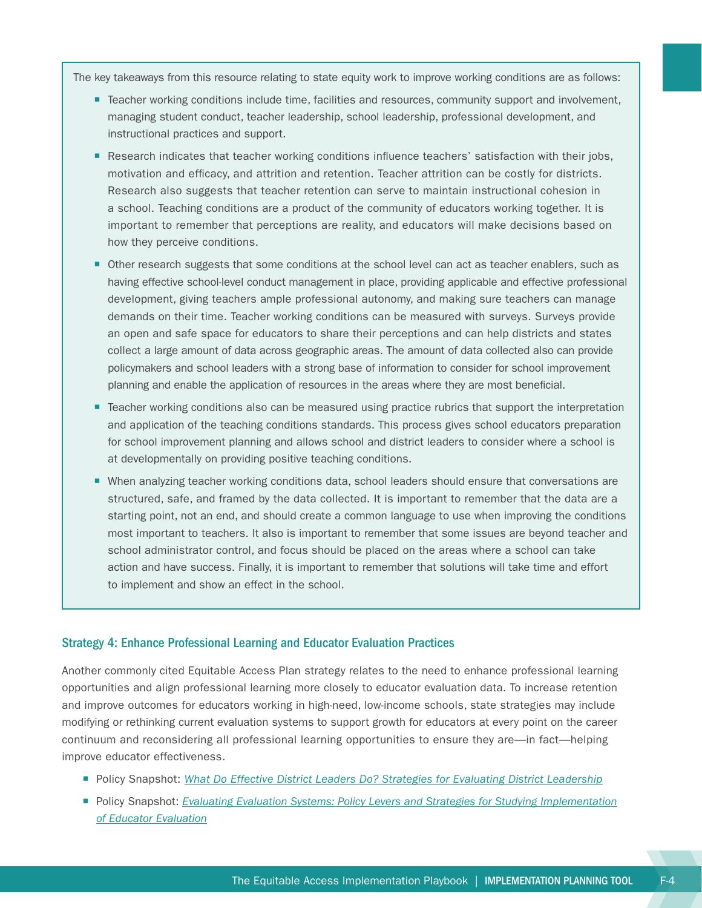The key takeaways from this resource relating to state equity work to improve working conditions are as follows:

- Teacher working conditions include time, facilities and resources, community support and involvement, managing student conduct, teacher leadership, school leadership, professional development, and instructional practices and support.
- Research indicates that teacher working conditions influence teachers' satisfaction with their jobs, motivation and efficacy, and attrition and retention. Teacher attrition can be costly for districts. Research also suggests that teacher retention can serve to maintain instructional cohesion in a school. Teaching conditions are a product of the community of educators working together. It is important to remember that perceptions are reality, and educators will make decisions based on how they perceive conditions.
- Other research suggests that some conditions at the school level can act as teacher enablers, such as having effective school-level conduct management in place, providing applicable and effective professional development, giving teachers ample professional autonomy, and making sure teachers can manage demands on their time. Teacher working conditions can be measured with surveys. Surveys provide an open and safe space for educators to share their perceptions and can help districts and states collect a large amount of data across geographic areas. The amount of data collected also can provide policymakers and school leaders with a strong base of information to consider for school improvement planning and enable the application of resources in the areas where they are most beneficial.
- Teacher working conditions also can be measured using practice rubrics that support the interpretation and application of the teaching conditions standards. This process gives school educators preparation for school improvement planning and allows school and district leaders to consider where a school is at developmentally on providing positive teaching conditions.
- When analyzing teacher working conditions data, school leaders should ensure that conversations are structured, safe, and framed by the data collected. It is important to remember that the data are a starting point, not an end, and should create a common language to use when improving the conditions most important to teachers. It also is important to remember that some issues are beyond teacher and school administrator control, and focus should be placed on the areas where a school can take action and have success. Finally, it is important to remember that solutions will take time and effort to implement and show an effect in the school.

### Strategy 4: Enhance Professional Learning and Educator Evaluation Practices

Another commonly cited Equitable Access Plan strategy relates to the need to enhance professional learning opportunities and align professional learning more closely to educator evaluation data. To increase retention and improve outcomes for educators working in high-need, low-income schools, state strategies may include modifying or rethinking current evaluation systems to support growth for educators at every point on the career continuum and reconsidering all professional learning opportunities to ensure they are—in fact—helping improve educator effectiveness.

- Policy Snapshot: *What Do Effective District Leaders Do? Strategies for Evaluating District Leadership*
- Policy Snapshot: *Evaluating Evaluation Systems: Policy Levers and Strategies for Studying Implementation of Educator Evaluation*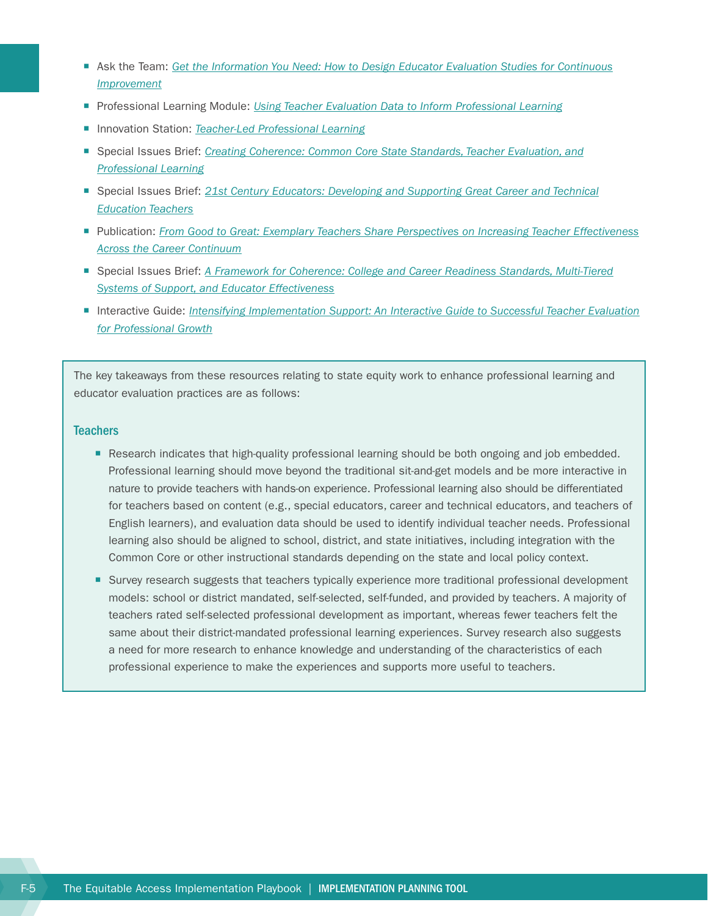- Ask the Team: *Get the Information You Need: How to Design Educator Evaluation Studies for Continuous Improvement*
- Professional Learning Module: *Using Teacher Evaluation Data to Inform Professional Learning*
- Innovation Station: *Teacher-Led Professional Learning*
- Special Issues Brief: *Creating Coherence: Common Core State Standards, Teacher Evaluation, and Professional Learning*
- Special Issues Brief: *21st Century Educators: Developing and Supporting Great Career and Technical Education Teachers*
- Publication: *From Good to Great: Exemplary Teachers Share Perspectives on Increasing Teacher Effectiveness Across the Career Continuum*
- Special Issues Brief: *A Framework for Coherence: College and Career Readiness Standards, Multi-Tiered Systems of Support, and Educator Effectiveness*
- Interactive Guide: *Intensifying Implementation Support: An Interactive Guide to Successful Teacher Evaluation for Professional Growth*

The key takeaways from these resources relating to state equity work to enhance professional learning and educator evaluation practices are as follows:

### Teachers

- Research indicates that high-quality professional learning should be both ongoing and job embedded. Professional learning should move beyond the traditional sit-and-get models and be more interactive in nature to provide teachers with hands-on experience. Professional learning also should be differentiated for teachers based on content (e.g., special educators, career and technical educators, and teachers of English learners), and evaluation data should be used to identify individual teacher needs. Professional learning also should be aligned to school, district, and state initiatives, including integration with the Common Core or other instructional standards depending on the state and local policy context.
- Survey research suggests that teachers typically experience more traditional professional development models: school or district mandated, self-selected, self-funded, and provided by teachers. A majority of teachers rated self-selected professional development as important, whereas fewer teachers felt the same about their district-mandated professional learning experiences. Survey research also suggests a need for more research to enhance knowledge and understanding of the characteristics of each professional experience to make the experiences and supports more useful to teachers.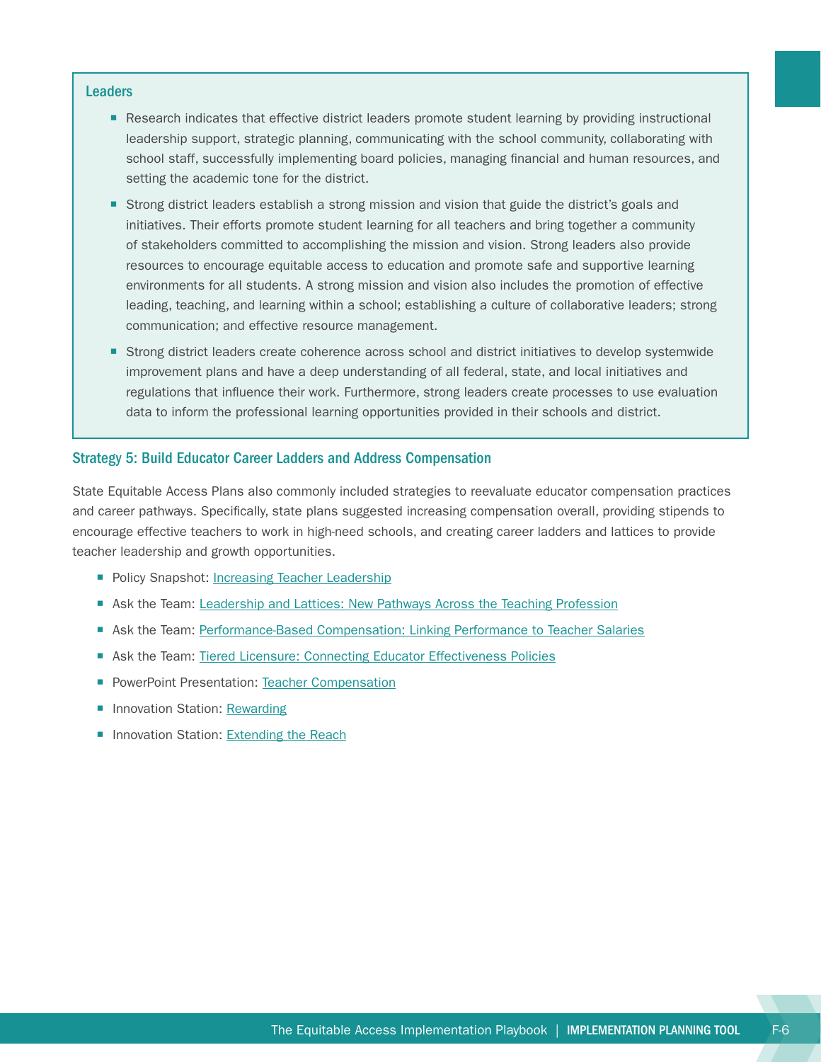### Leaders

- Research indicates that effective district leaders promote student learning by providing instructional leadership support, strategic planning, communicating with the school community, collaborating with school staff, successfully implementing board policies, managing financial and human resources, and setting the academic tone for the district.
- Strong district leaders establish a strong mission and vision that guide the district's goals and initiatives. Their efforts promote student learning for all teachers and bring together a community of stakeholders committed to accomplishing the mission and vision. Strong leaders also provide resources to encourage equitable access to education and promote safe and supportive learning environments for all students. A strong mission and vision also includes the promotion of effective leading, teaching, and learning within a school; establishing a culture of collaborative leaders; strong communication; and effective resource management.
- Strong district leaders create coherence across school and district initiatives to develop systemwide improvement plans and have a deep understanding of all federal, state, and local initiatives and regulations that influence their work. Furthermore, strong leaders create processes to use evaluation data to inform the professional learning opportunities provided in their schools and district.

### Strategy 5: Build Educator Career Ladders and Address Compensation

State Equitable Access Plans also commonly included strategies to reevaluate educator compensation practices and career pathways. Specifically, state plans suggested increasing compensation overall, providing stipends to encourage effective teachers to work in high-need schools, and creating career ladders and lattices to provide teacher leadership and growth opportunities.

- Policy Snapshot: Increasing Teacher Leadership
- Ask the Team: Leadership and Lattices: New Pathways Across the Teaching Profession
- Ask the Team: Performance-Based Compensation: Linking Performance to Teacher Salaries
- Ask the Team: Tiered Licensure: Connecting Educator Effectiveness Policies
- PowerPoint Presentation: Teacher Compensation
- Innovation Station: Rewarding
- Innovation Station: Extending the Reach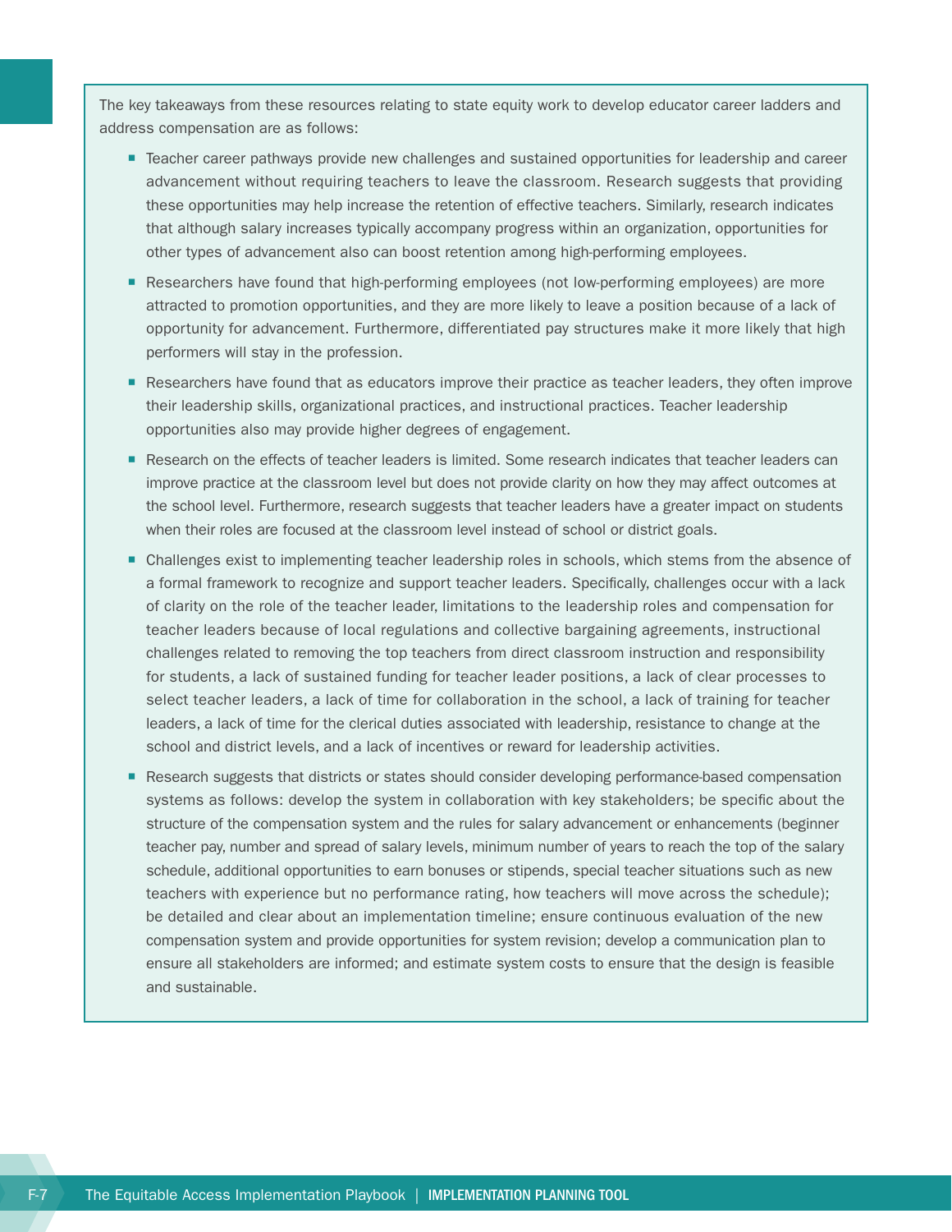The key takeaways from these resources relating to state equity work to develop educator career ladders and address compensation are as follows:

- Teacher career pathways provide new challenges and sustained opportunities for leadership and career advancement without requiring teachers to leave the classroom. Research suggests that providing these opportunities may help increase the retention of effective teachers. Similarly, research indicates that although salary increases typically accompany progress within an organization, opportunities for other types of advancement also can boost retention among high-performing employees.
- Researchers have found that high-performing employees (not low-performing employees) are more attracted to promotion opportunities, and they are more likely to leave a position because of a lack of opportunity for advancement. Furthermore, differentiated pay structures make it more likely that high performers will stay in the profession.
- Researchers have found that as educators improve their practice as teacher leaders, they often improve their leadership skills, organizational practices, and instructional practices. Teacher leadership opportunities also may provide higher degrees of engagement.
- Research on the effects of teacher leaders is limited. Some research indicates that teacher leaders can improve practice at the classroom level but does not provide clarity on how they may affect outcomes at the school level. Furthermore, research suggests that teacher leaders have a greater impact on students when their roles are focused at the classroom level instead of school or district goals.
- Challenges exist to implementing teacher leadership roles in schools, which stems from the absence of a formal framework to recognize and support teacher leaders. Specifically, challenges occur with a lack of clarity on the role of the teacher leader, limitations to the leadership roles and compensation for teacher leaders because of local regulations and collective bargaining agreements, instructional challenges related to removing the top teachers from direct classroom instruction and responsibility for students, a lack of sustained funding for teacher leader positions, a lack of clear processes to select teacher leaders, a lack of time for collaboration in the school, a lack of training for teacher leaders, a lack of time for the clerical duties associated with leadership, resistance to change at the school and district levels, and a lack of incentives or reward for leadership activities.
- Research suggests that districts or states should consider developing performance-based compensation systems as follows: develop the system in collaboration with key stakeholders; be specific about the structure of the compensation system and the rules for salary advancement or enhancements (beginner teacher pay, number and spread of salary levels, minimum number of years to reach the top of the salary schedule, additional opportunities to earn bonuses or stipends, special teacher situations such as new teachers with experience but no performance rating, how teachers will move across the schedule); be detailed and clear about an implementation timeline; ensure continuous evaluation of the new compensation system and provide opportunities for system revision; develop a communication plan to ensure all stakeholders are informed; and estimate system costs to ensure that the design is feasible and sustainable.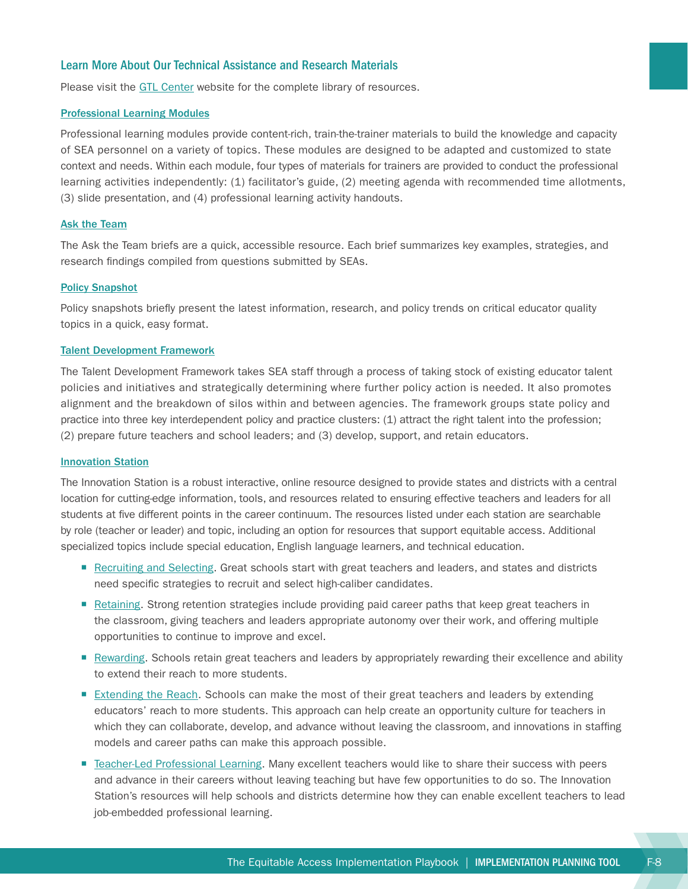## Learn More About Our Technical Assistance and Research Materials

Please visit the GTL Center website for the complete library of resources.

### Professional Learning Modules

Professional learning modules provide content-rich, train-the-trainer materials to build the knowledge and capacity of SEA personnel on a variety of topics. These modules are designed to be adapted and customized to state context and needs. Within each module, four types of materials for trainers are provided to conduct the professional learning activities independently: (1) facilitator's guide, (2) meeting agenda with recommended time allotments, (3) slide presentation, and (4) professional learning activity handouts.

### Ask the Team

The Ask the Team briefs are a quick, accessible resource. Each brief summarizes key examples, strategies, and research findings compiled from questions submitted by SEAs.

### Policy Snapshot

Policy snapshots briefly present the latest information, research, and policy trends on critical educator quality topics in a quick, easy format.

### Talent Development Framework

The Talent Development Framework takes SEA staff through a process of taking stock of existing educator talent policies and initiatives and strategically determining where further policy action is needed. It also promotes alignment and the breakdown of silos within and between agencies. The framework groups state policy and practice into three key interdependent policy and practice clusters: (1) attract the right talent into the profession; (2) prepare future teachers and school leaders; and (3) develop, support, and retain educators.

### Innovation Station

The Innovation Station is a robust interactive, online resource designed to provide states and districts with a central location for cutting-edge information, tools, and resources related to ensuring effective teachers and leaders for all students at five different points in the career continuum. The resources listed under each station are searchable by role (teacher or leader) and topic, including an option for resources that support equitable access. Additional specialized topics include special education, English language learners, and technical education.

- Recruiting and Selecting. Great schools start with great teachers and leaders, and states and districts need specific strategies to recruit and select high-caliber candidates.
- Retaining. Strong retention strategies include providing paid career paths that keep great teachers in the classroom, giving teachers and leaders appropriate autonomy over their work, and offering multiple opportunities to continue to improve and excel.
- Rewarding. Schools retain great teachers and leaders by appropriately rewarding their excellence and ability to extend their reach to more students.
- Extending the Reach. Schools can make the most of their great teachers and leaders by extending educators' reach to more students. This approach can help create an opportunity culture for teachers in which they can collaborate, develop, and advance without leaving the classroom, and innovations in staffing models and career paths can make this approach possible.
- Teacher-Led Professional Learning. Many excellent teachers would like to share their success with peers and advance in their careers without leaving teaching but have few opportunities to do so. The Innovation Station's resources will help schools and districts determine how they can enable excellent teachers to lead job-embedded professional learning.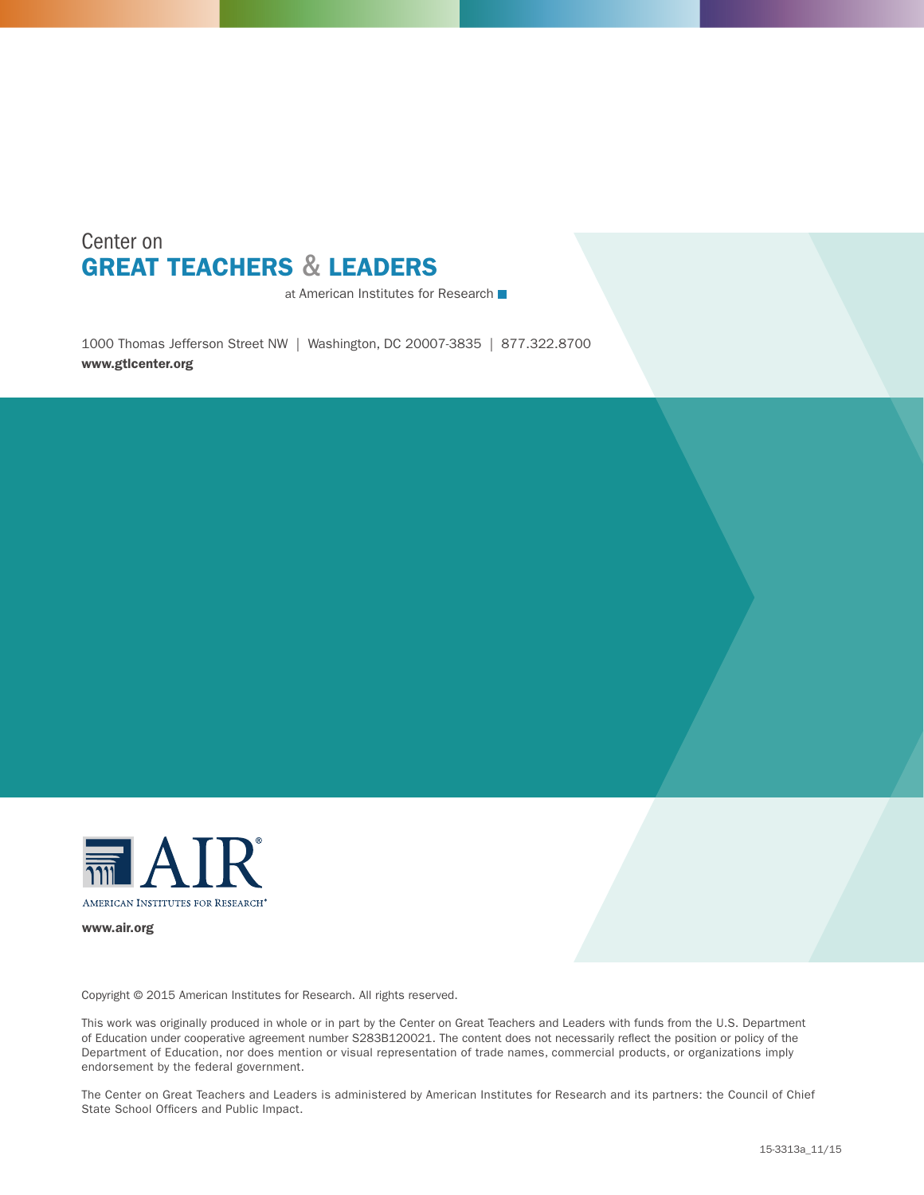Center on
**GREAT TEACHERS & LEADERS**
at American Institutes for Research

1000 Thomas Jefferson Street NW | Washington, DC 20007-3835 | 877.322.8700
**www.gtlcenter.org**

AIR®
AMERICAN INSTITUTES FOR RESEARCH®

**www.air.org**

Copyright © 2015 American Institutes for Research. All rights reserved.

This work was originally produced in whole or in part by the Center on Great Teachers and Leaders with funds from the U.S. Department of Education under cooperative agreement number S283B120021. The content does not necessarily reflect the position or policy of the Department of Education, nor does mention or visual representation of trade names, commercial products, or organizations imply endorsement by the federal government.

The Center on Great Teachers and Leaders is administered by American Institutes for Research and its partners: the Council of Chief State School Officers and Public Impact.

15-3313a_11/15